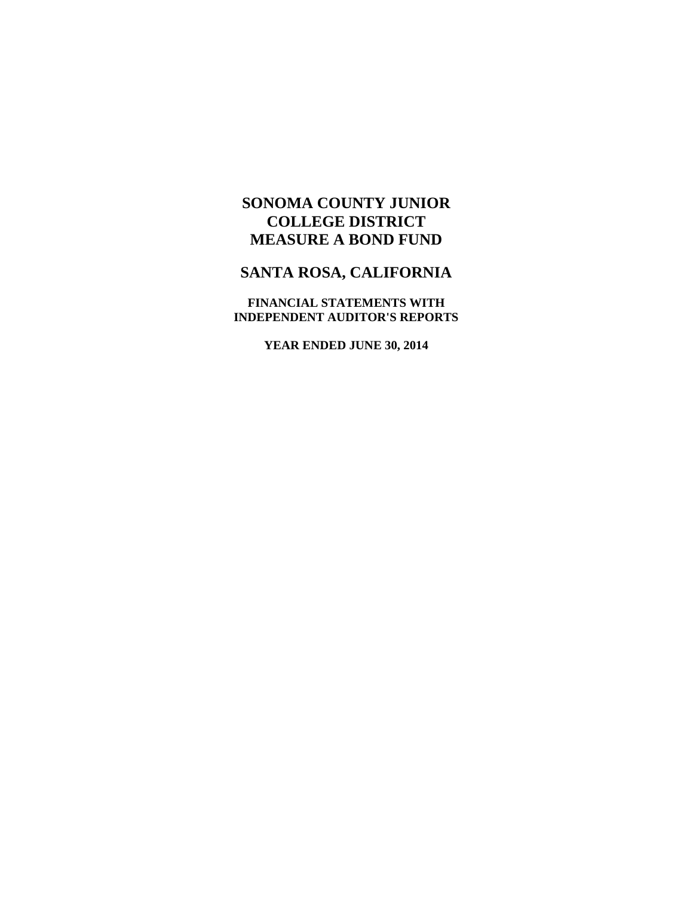# SONOMA COUNTY JUNIOR COLLEGE DISTRICT MEASURE A BOND FUND

## SANTA ROSA, CALIFORNIA

### FINANCIAL STATEMENTS WITH INDEPENDENT AUDITOR'S REPORTS

### YEAR ENDED JUNE 30, 2014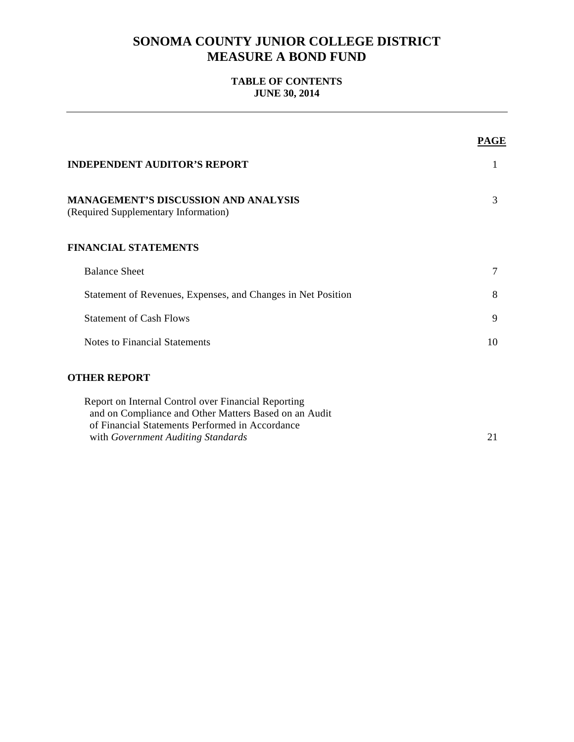# SONOMA COUNTY JUNIOR COLLEGE DISTRICT
# MEASURE A BOND FUND

### TABLE OF CONTENTS
### JUNE 30, 2014

| | PAGE |
|---|---|
| **INDEPENDENT AUDITOR'S REPORT** | 1 |
| **MANAGEMENT'S DISCUSSION AND ANALYSIS** (Required Supplementary Information) | 3 |
| **FINANCIAL STATEMENTS** | |
| Balance Sheet | 7 |
| Statement of Revenues, Expenses, and Changes in Net Position | 8 |
| Statement of Cash Flows | 9 |
| Notes to Financial Statements | 10 |
| **OTHER REPORT** | |
| Report on Internal Control over Financial Reporting and on Compliance and Other Matters Based on an Audit of Financial Statements Performed in Accordance with *Government Auditing Standards* | 21 |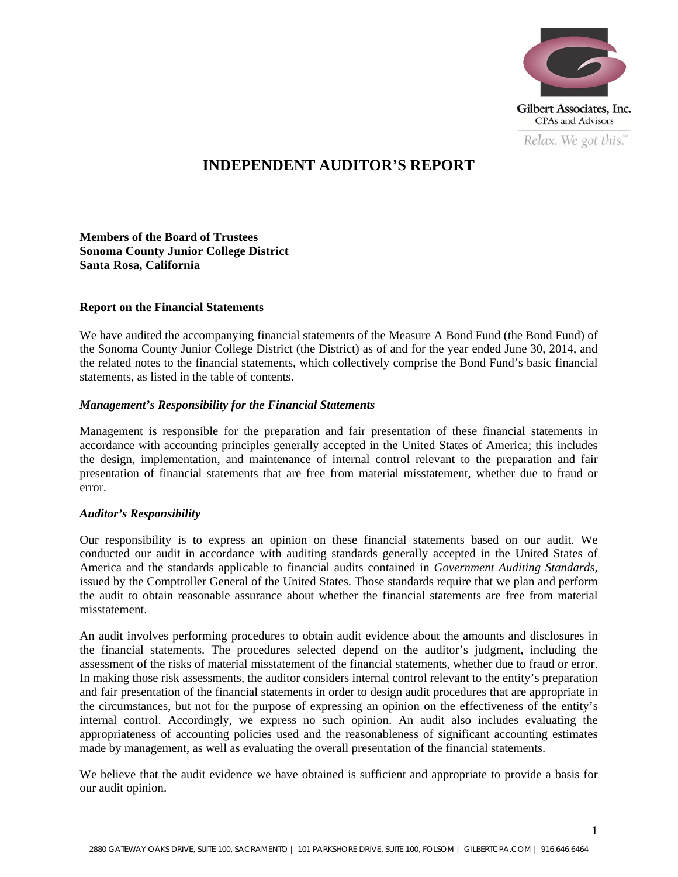Gilbert Associates, Inc.
CPAs and Advisors
Relax. We got this.

# INDEPENDENT AUDITOR'S REPORT

**Members of the Board of Trustees**
**Sonoma County Junior College District**
**Santa Rosa, California**

### Report on the Financial Statements

We have audited the accompanying financial statements of the Measure A Bond Fund (the Bond Fund) of the Sonoma County Junior College District (the District) as of and for the year ended June 30, 2014, and the related notes to the financial statements, which collectively comprise the Bond Fund's basic financial statements, as listed in the table of contents.

#### *Management's Responsibility for the Financial Statements*

Management is responsible for the preparation and fair presentation of these financial statements in accordance with accounting principles generally accepted in the United States of America; this includes the design, implementation, and maintenance of internal control relevant to the preparation and fair presentation of financial statements that are free from material misstatement, whether due to fraud or error.

#### *Auditor's Responsibility*

Our responsibility is to express an opinion on these financial statements based on our audit. We conducted our audit in accordance with auditing standards generally accepted in the United States of America and the standards applicable to financial audits contained in *Government Auditing Standards*, issued by the Comptroller General of the United States. Those standards require that we plan and perform the audit to obtain reasonable assurance about whether the financial statements are free from material misstatement.

An audit involves performing procedures to obtain audit evidence about the amounts and disclosures in the financial statements. The procedures selected depend on the auditor's judgment, including the assessment of the risks of material misstatement of the financial statements, whether due to fraud or error. In making those risk assessments, the auditor considers internal control relevant to the entity's preparation and fair presentation of the financial statements in order to design audit procedures that are appropriate in the circumstances, but not for the purpose of expressing an opinion on the effectiveness of the entity's internal control. Accordingly, we express no such opinion. An audit also includes evaluating the appropriateness of accounting policies used and the reasonableness of significant accounting estimates made by management, as well as evaluating the overall presentation of the financial statements.

We believe that the audit evidence we have obtained is sufficient and appropriate to provide a basis for our audit opinion.

2880 GATEWAY OAKS DRIVE, SUITE 100, SACRAMENTO | 101 PARKSHORE DRIVE, SUITE 100, FOLSOM | GILBERTCPA.COM | 916.646.6464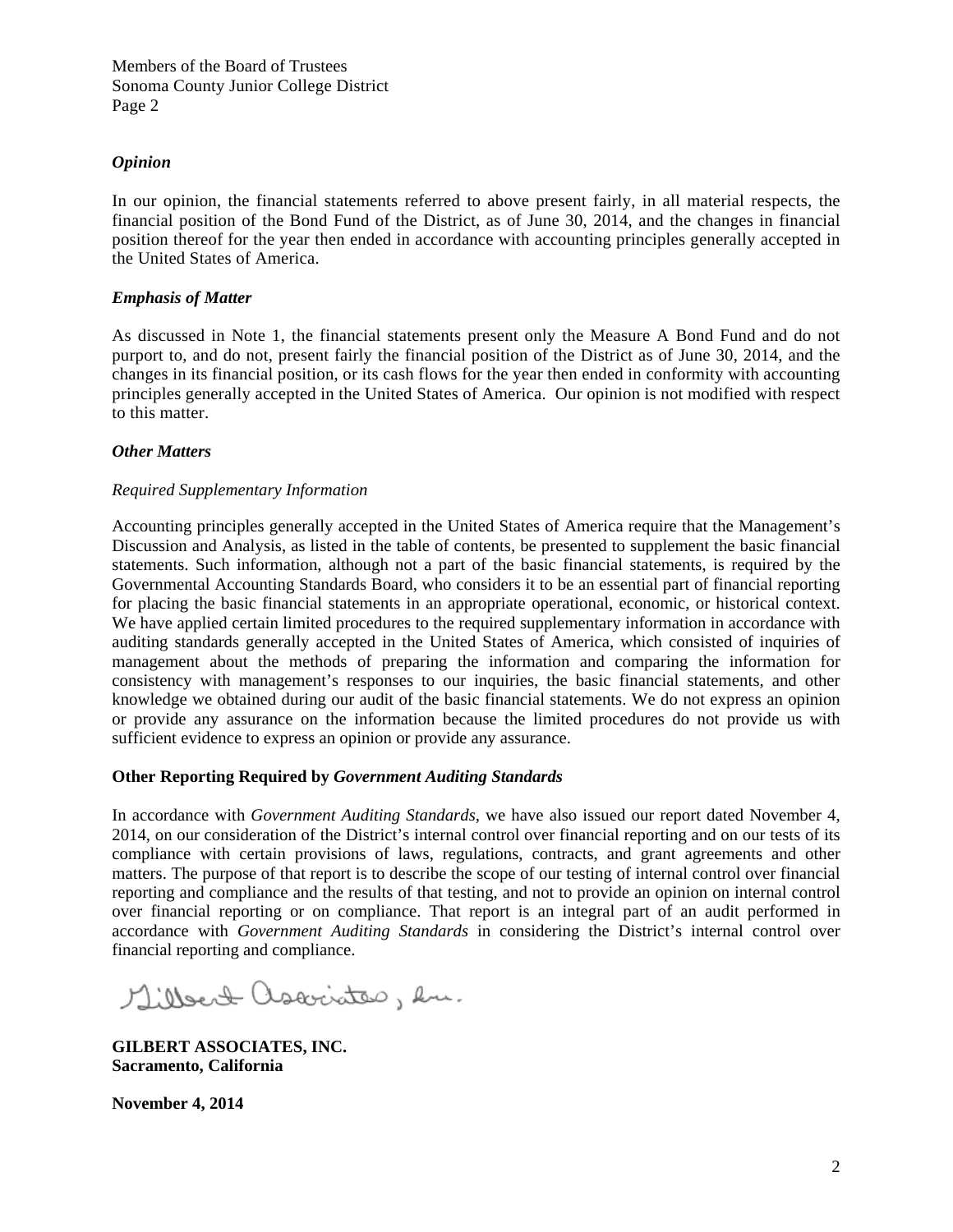Members of the Board of Trustees
Sonoma County Junior College District
Page 2

***Opinion***

In our opinion, the financial statements referred to above present fairly, in all material respects, the financial position of the Bond Fund of the District, as of June 30, 2014, and the changes in financial position thereof for the year then ended in accordance with accounting principles generally accepted in the United States of America.

***Emphasis of Matter***

As discussed in Note 1, the financial statements present only the Measure A Bond Fund and do not purport to, and do not, present fairly the financial position of the District as of June 30, 2014, and the changes in its financial position, or its cash flows for the year then ended in conformity with accounting principles generally accepted in the United States of America. Our opinion is not modified with respect to this matter.

***Other Matters***

*Required Supplementary Information*

Accounting principles generally accepted in the United States of America require that the Management's Discussion and Analysis, as listed in the table of contents, be presented to supplement the basic financial statements. Such information, although not a part of the basic financial statements, is required by the Governmental Accounting Standards Board, who considers it to be an essential part of financial reporting for placing the basic financial statements in an appropriate operational, economic, or historical context. We have applied certain limited procedures to the required supplementary information in accordance with auditing standards generally accepted in the United States of America, which consisted of inquiries of management about the methods of preparing the information and comparing the information for consistency with management's responses to our inquiries, the basic financial statements, and other knowledge we obtained during our audit of the basic financial statements. We do not express an opinion or provide any assurance on the information because the limited procedures do not provide us with sufficient evidence to express an opinion or provide any assurance.

**Other Reporting Required by *Government Auditing Standards***

In accordance with *Government Auditing Standards*, we have also issued our report dated November 4, 2014, on our consideration of the District's internal control over financial reporting and on our tests of its compliance with certain provisions of laws, regulations, contracts, and grant agreements and other matters. The purpose of that report is to describe the scope of our testing of internal control over financial reporting and compliance and the results of that testing, and not to provide an opinion on internal control over financial reporting or on compliance. That report is an integral part of an audit performed in accordance with *Government Auditing Standards* in considering the District's internal control over financial reporting and compliance.

Gilbert Associates, Inc.

**GILBERT ASSOCIATES, INC.**
**Sacramento, California**

**November 4, 2014**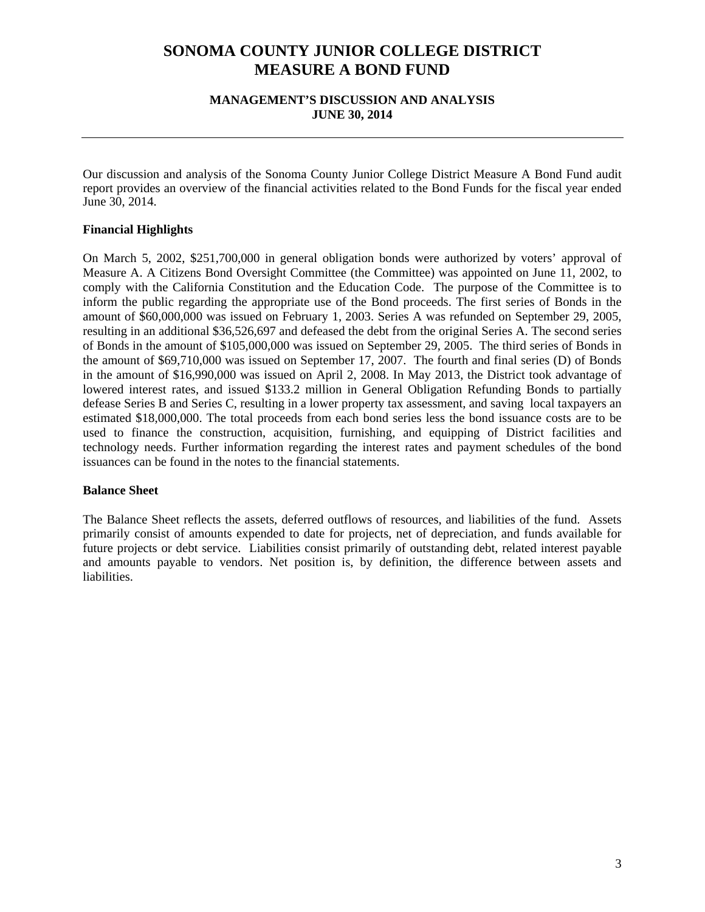# SONOMA COUNTY JUNIOR COLLEGE DISTRICT
# MEASURE A BOND FUND

### MANAGEMENT'S DISCUSSION AND ANALYSIS
### JUNE 30, 2014

Our discussion and analysis of the Sonoma County Junior College District Measure A Bond Fund audit report provides an overview of the financial activities related to the Bond Funds for the fiscal year ended June 30, 2014.

**Financial Highlights**

On March 5, 2002, $251,700,000 in general obligation bonds were authorized by voters' approval of Measure A. A Citizens Bond Oversight Committee (the Committee) was appointed on June 11, 2002, to comply with the California Constitution and the Education Code. The purpose of the Committee is to inform the public regarding the appropriate use of the Bond proceeds. The first series of Bonds in the amount of $60,000,000 was issued on February 1, 2003. Series A was refunded on September 29, 2005, resulting in an additional $36,526,697 and defeased the debt from the original Series A. The second series of Bonds in the amount of $105,000,000 was issued on September 29, 2005. The third series of Bonds in the amount of $69,710,000 was issued on September 17, 2007. The fourth and final series (D) of Bonds in the amount of $16,990,000 was issued on April 2, 2008. In May 2013, the District took advantage of lowered interest rates, and issued $133.2 million in General Obligation Refunding Bonds to partially defease Series B and Series C, resulting in a lower property tax assessment, and saving local taxpayers an estimated $18,000,000. The total proceeds from each bond series less the bond issuance costs are to be used to finance the construction, acquisition, furnishing, and equipping of District facilities and technology needs. Further information regarding the interest rates and payment schedules of the bond issuances can be found in the notes to the financial statements.

**Balance Sheet**

The Balance Sheet reflects the assets, deferred outflows of resources, and liabilities of the fund. Assets primarily consist of amounts expended to date for projects, net of depreciation, and funds available for future projects or debt service. Liabilities consist primarily of outstanding debt, related interest payable and amounts payable to vendors. Net position is, by definition, the difference between assets and liabilities.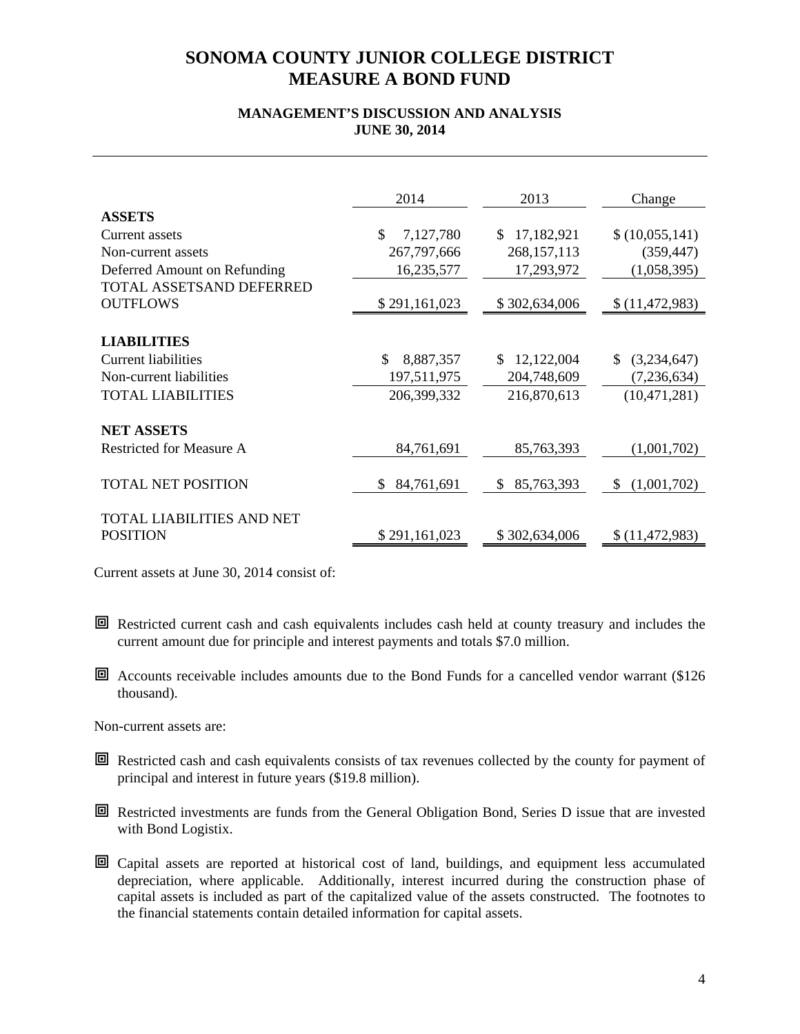# SONOMA COUNTY JUNIOR COLLEGE DISTRICT
# MEASURE A BOND FUND

### MANAGEMENT'S DISCUSSION AND ANALYSIS
### JUNE 30, 2014

| | 2014 | 2013 | Change |
|---|---|---|---|
| **ASSETS** | | | |
| Current assets | $ 7,127,780 | $ 17,182,921 | $ (10,055,141) |
| Non-current assets | 267,797,666 | 268,157,113 | (359,447) |
| Deferred Amount on Refunding | 16,235,577 | 17,293,972 | (1,058,395) |
| TOTAL ASSETSAND DEFERRED OUTFLOWS | $ 291,161,023 | $ 302,634,006 | $ (11,472,983) |
| **LIABILITIES** | | | |
| Current liabilities | $ 8,887,357 | $ 12,122,004 | $ (3,234,647) |
| Non-current liabilities | 197,511,975 | 204,748,609 | (7,236,634) |
| TOTAL LIABILITIES | 206,399,332 | 216,870,613 | (10,471,281) |
| **NET ASSETS** | | | |
| Restricted for Measure A | 84,761,691 | 85,763,393 | (1,001,702) |
| TOTAL NET POSITION | $ 84,761,691 | $ 85,763,393 | $ (1,001,702) |
| TOTAL LIABILITIES AND NET POSITION | $ 291,161,023 | $ 302,634,006 | $ (11,472,983) |

Current assets at June 30, 2014 consist of:

- Restricted current cash and cash equivalents includes cash held at county treasury and includes the current amount due for principle and interest payments and totals $7.0 million.
- Accounts receivable includes amounts due to the Bond Funds for a cancelled vendor warrant ($126 thousand).

Non-current assets are:

- Restricted cash and cash equivalents consists of tax revenues collected by the county for payment of principal and interest in future years ($19.8 million).
- Restricted investments are funds from the General Obligation Bond, Series D issue that are invested with Bond Logistix.
- Capital assets are reported at historical cost of land, buildings, and equipment less accumulated depreciation, where applicable. Additionally, interest incurred during the construction phase of capital assets is included as part of the capitalized value of the assets constructed. The footnotes to the financial statements contain detailed information for capital assets.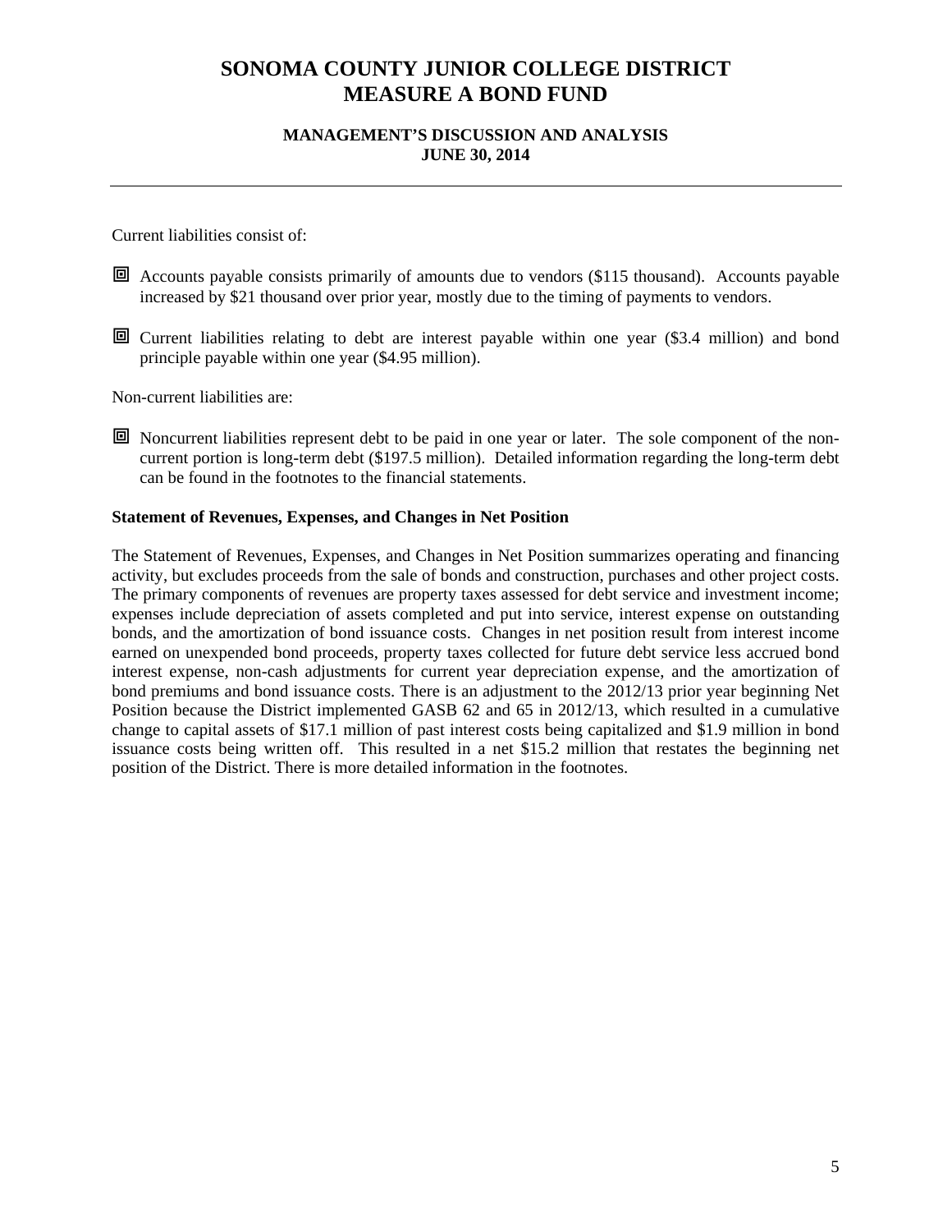# SONOMA COUNTY JUNIOR COLLEGE DISTRICT
# MEASURE A BOND FUND

### MANAGEMENT'S DISCUSSION AND ANALYSIS
### JUNE 30, 2014

Current liabilities consist of:

- Accounts payable consists primarily of amounts due to vendors ($115 thousand). Accounts payable increased by $21 thousand over prior year, mostly due to the timing of payments to vendors.

- Current liabilities relating to debt are interest payable within one year ($3.4 million) and bond principle payable within one year ($4.95 million).

Non-current liabilities are:

- Noncurrent liabilities represent debt to be paid in one year or later. The sole component of the non-current portion is long-term debt ($197.5 million). Detailed information regarding the long-term debt can be found in the footnotes to the financial statements.

**Statement of Revenues, Expenses, and Changes in Net Position**

The Statement of Revenues, Expenses, and Changes in Net Position summarizes operating and financing activity, but excludes proceeds from the sale of bonds and construction, purchases and other project costs. The primary components of revenues are property taxes assessed for debt service and investment income; expenses include depreciation of assets completed and put into service, interest expense on outstanding bonds, and the amortization of bond issuance costs. Changes in net position result from interest income earned on unexpended bond proceeds, property taxes collected for future debt service less accrued bond interest expense, non-cash adjustments for current year depreciation expense, and the amortization of bond premiums and bond issuance costs. There is an adjustment to the 2012/13 prior year beginning Net Position because the District implemented GASB 62 and 65 in 2012/13, which resulted in a cumulative change to capital assets of $17.1 million of past interest costs being capitalized and $1.9 million in bond issuance costs being written off. This resulted in a net $15.2 million that restates the beginning net position of the District. There is more detailed information in the footnotes.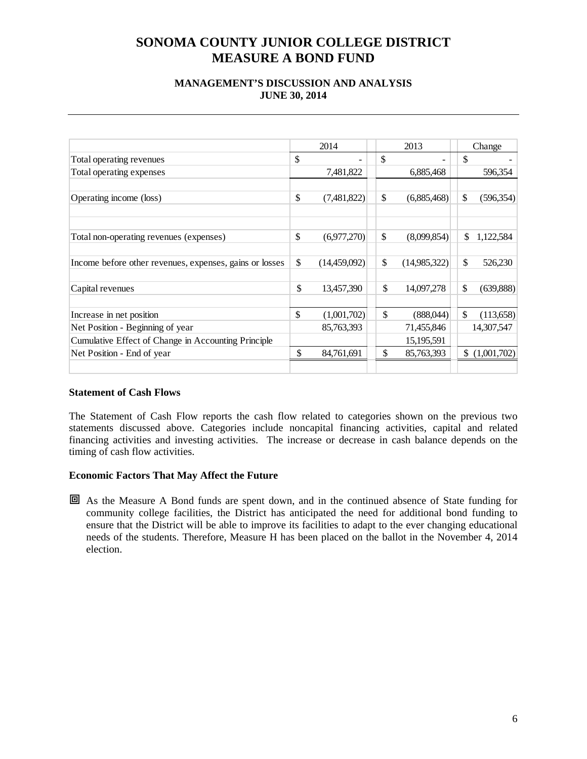# SONOMA COUNTY JUNIOR COLLEGE DISTRICT
# MEASURE A BOND FUND

### MANAGEMENT'S DISCUSSION AND ANALYSIS
### JUNE 30, 2014

| | 2014 | 2013 | Change |
|---|---|---|---|
| Total operating revenues | $ - | $ - | $ - |
| Total operating expenses | 7,481,822 | 6,885,468 | 596,354 |
| Operating income (loss) | $ (7,481,822) | $ (6,885,468) | $ (596,354) |
| Total non-operating revenues (expenses) | $ (6,977,270) | $ (8,099,854) | $ 1,122,584 |
| Income before other revenues, expenses, gains or losses | $ (14,459,092) | $ (14,985,322) | $ 526,230 |
| Capital revenues | $ 13,457,390 | $ 14,097,278 | $ (639,888) |
| Increase in net position | $ (1,001,702) | $ (888,044) | $ (113,658) |
| Net Position - Beginning of year | 85,763,393 | 71,455,846 | 14,307,547 |
| Cumulative Effect of Change in Accounting Principle | | 15,195,591 | |
| Net Position - End of year | $ 84,761,691 | $ 85,763,393 | $ (1,001,702) |

**Statement of Cash Flows**

The Statement of Cash Flow reports the cash flow related to categories shown on the previous two statements discussed above. Categories include noncapital financing activities, capital and related financing activities and investing activities. The increase or decrease in cash balance depends on the timing of cash flow activities.

**Economic Factors That May Affect the Future**

- As the Measure A Bond funds are spent down, and in the continued absence of State funding for community college facilities, the District has anticipated the need for additional bond funding to ensure that the District will be able to improve its facilities to adapt to the ever changing educational needs of the students. Therefore, Measure H has been placed on the ballot in the November 4, 2014 election.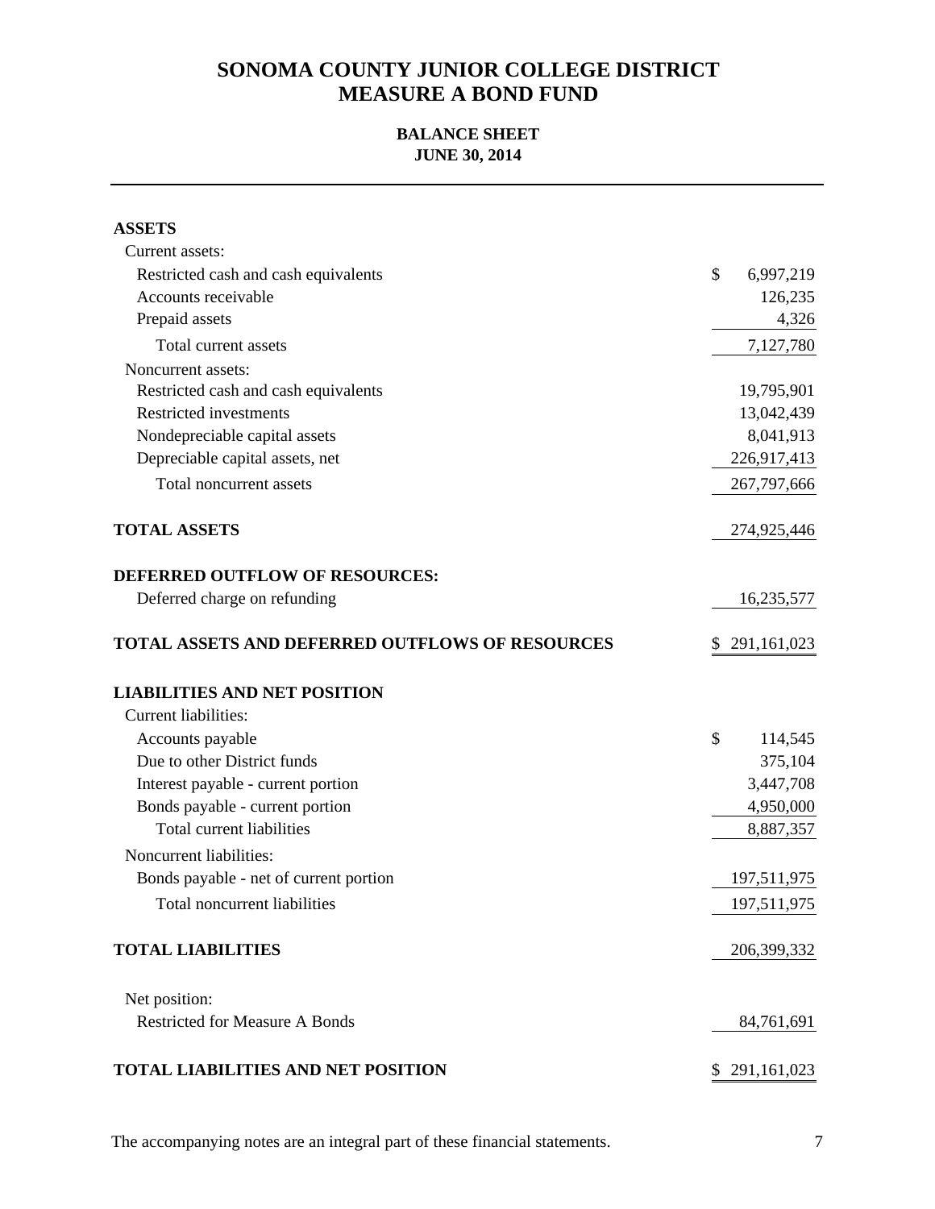# SONOMA COUNTY JUNIOR COLLEGE DISTRICT
# MEASURE A BOND FUND

## BALANCE SHEET
## JUNE 30, 2014

| | |
|---|---|
| **ASSETS** | |
| Current assets: | |
| Restricted cash and cash equivalents | $ 6,997,219 |
| Accounts receivable | 126,235 |
| Prepaid assets | 4,326 |
| Total current assets | 7,127,780 |
| Noncurrent assets: | |
| Restricted cash and cash equivalents | 19,795,901 |
| Restricted investments | 13,042,439 |
| Nondepreciable capital assets | 8,041,913 |
| Depreciable capital assets, net | 226,917,413 |
| Total noncurrent assets | 267,797,666 |
| **TOTAL ASSETS** | 274,925,446 |
| **DEFERRED OUTFLOW OF RESOURCES:** | |
| Deferred charge on refunding | 16,235,577 |
| **TOTAL ASSETS AND DEFERRED OUTFLOWS OF RESOURCES** | $ 291,161,023 |
| **LIABILITIES AND NET POSITION** | |
| Current liabilities: | |
| Accounts payable | $ 114,545 |
| Due to other District funds | 375,104 |
| Interest payable - current portion | 3,447,708 |
| Bonds payable - current portion | 4,950,000 |
| Total current liabilities | 8,887,357 |
| Noncurrent liabilities: | |
| Bonds payable - net of current portion | 197,511,975 |
| Total noncurrent liabilities | 197,511,975 |
| **TOTAL LIABILITIES** | 206,399,332 |
| Net position: | |
| Restricted for Measure A Bonds | 84,761,691 |
| **TOTAL LIABILITIES AND NET POSITION** | $ 291,161,023 |

The accompanying notes are an integral part of these financial statements.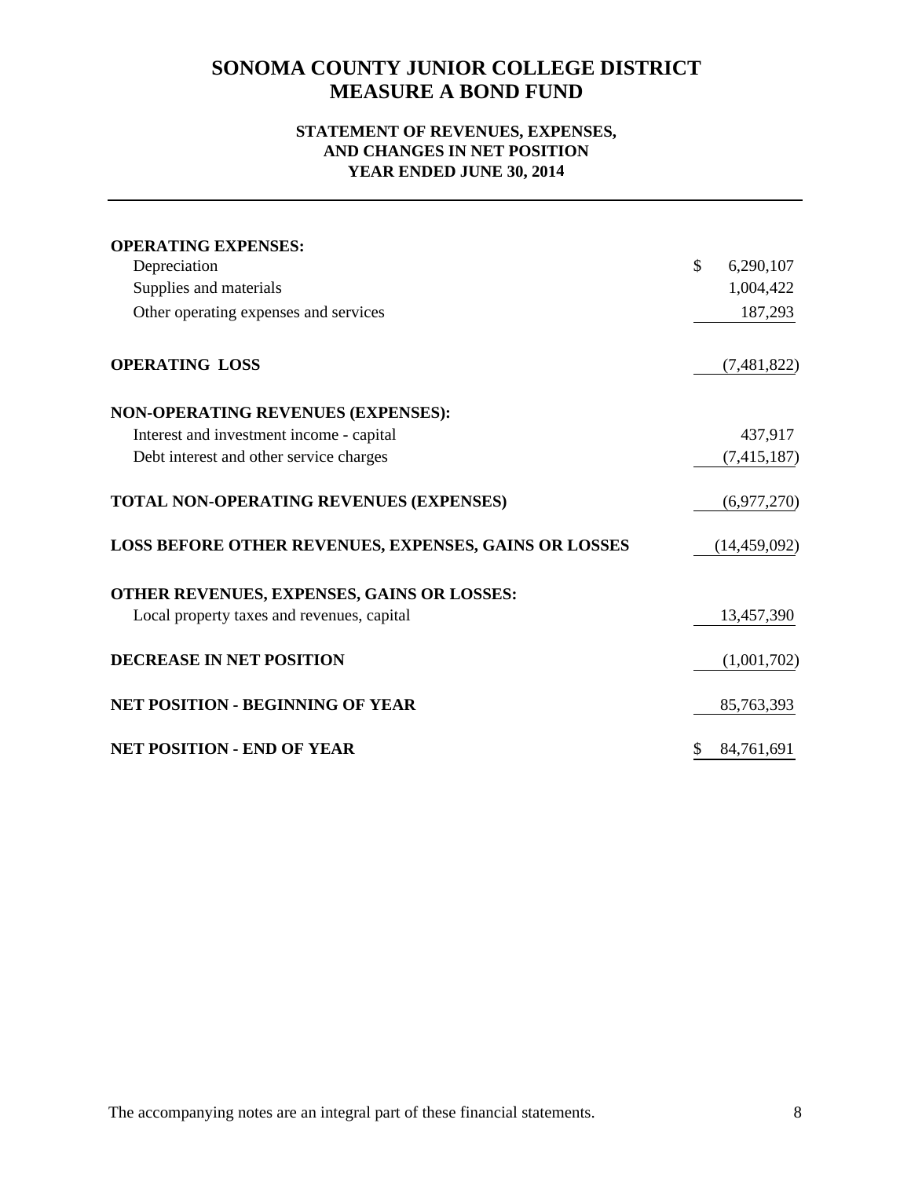# SONOMA COUNTY JUNIOR COLLEGE DISTRICT
# MEASURE A BOND FUND

### STATEMENT OF REVENUES, EXPENSES, AND CHANGES IN NET POSITION
### YEAR ENDED JUNE 30, 2014

| | |
|---|---|
| **OPERATING EXPENSES:** | |
| Depreciation | $ 6,290,107 |
| Supplies and materials | 1,004,422 |
| Other operating expenses and services | 187,293 |
| **OPERATING LOSS** | (7,481,822) |
| **NON-OPERATING REVENUES (EXPENSES):** | |
| Interest and investment income - capital | 437,917 |
| Debt interest and other service charges | (7,415,187) |
| **TOTAL NON-OPERATING REVENUES (EXPENSES)** | (6,977,270) |
| **LOSS BEFORE OTHER REVENUES, EXPENSES, GAINS OR LOSSES** | (14,459,092) |
| **OTHER REVENUES, EXPENSES, GAINS OR LOSSES:** | |
| Local property taxes and revenues, capital | 13,457,390 |
| **DECREASE IN NET POSITION** | (1,001,702) |
| **NET POSITION - BEGINNING OF YEAR** | 85,763,393 |
| **NET POSITION - END OF YEAR** | $ 84,761,691 |

The accompanying notes are an integral part of these financial statements.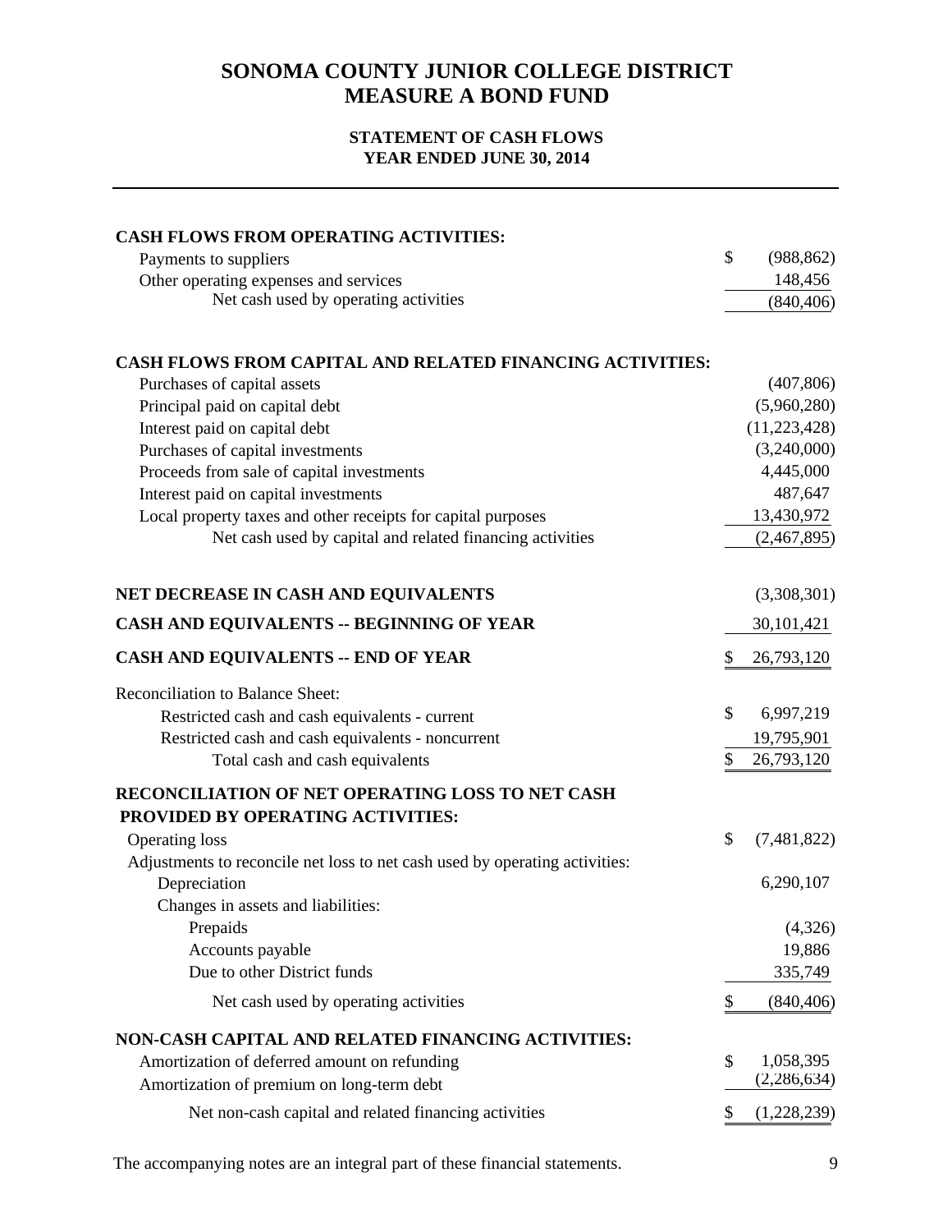# SONOMA COUNTY JUNIOR COLLEGE DISTRICT
# MEASURE A BOND FUND

### STATEMENT OF CASH FLOWS
### YEAR ENDED JUNE 30, 2014

| | |
|---|---|
| **CASH FLOWS FROM OPERATING ACTIVITIES:** | |
| Payments to suppliers | $ (988,862) |
| Other operating expenses and services | 148,456 |
| Net cash used by operating activities | (840,406) |
| | |
| **CASH FLOWS FROM CAPITAL AND RELATED FINANCING ACTIVITIES:** | |
| Purchases of capital assets | (407,806) |
| Principal paid on capital debt | (5,960,280) |
| Interest paid on capital debt | (11,223,428) |
| Purchases of capital investments | (3,240,000) |
| Proceeds from sale of capital investments | 4,445,000 |
| Interest paid on capital investments | 487,647 |
| Local property taxes and other receipts for capital purposes | 13,430,972 |
| Net cash used by capital and related financing activities | (2,467,895) |
| | |
| **NET DECREASE IN CASH AND EQUIVALENTS** | (3,308,301) |
| **CASH AND EQUIVALENTS -- BEGINNING OF YEAR** | 30,101,421 |
| **CASH AND EQUIVALENTS -- END OF YEAR** | $ 26,793,120 |
| | |
| Reconciliation to Balance Sheet: | |
| Restricted cash and cash equivalents - current | $ 6,997,219 |
| Restricted cash and cash equivalents - noncurrent | 19,795,901 |
| Total cash and cash equivalents | $ 26,793,120 |
| | |
| **RECONCILIATION OF NET OPERATING LOSS TO NET CASH PROVIDED BY OPERATING ACTIVITIES:** | |
| Operating loss | $ (7,481,822) |
| Adjustments to reconcile net loss to net cash used by operating activities: | |
| Depreciation | 6,290,107 |
| Changes in assets and liabilities: | |
| Prepaids | (4,326) |
| Accounts payable | 19,886 |
| Due to other District funds | 335,749 |
| Net cash used by operating activities | $ (840,406) |
| | |
| **NON-CASH CAPITAL AND RELATED FINANCING ACTIVITIES:** | |
| Amortization of deferred amount on refunding | $ 1,058,395 |
| Amortization of premium on long-term debt | (2,286,634) |
| Net non-cash capital and related financing activities | $ (1,228,239) |

The accompanying notes are an integral part of these financial statements.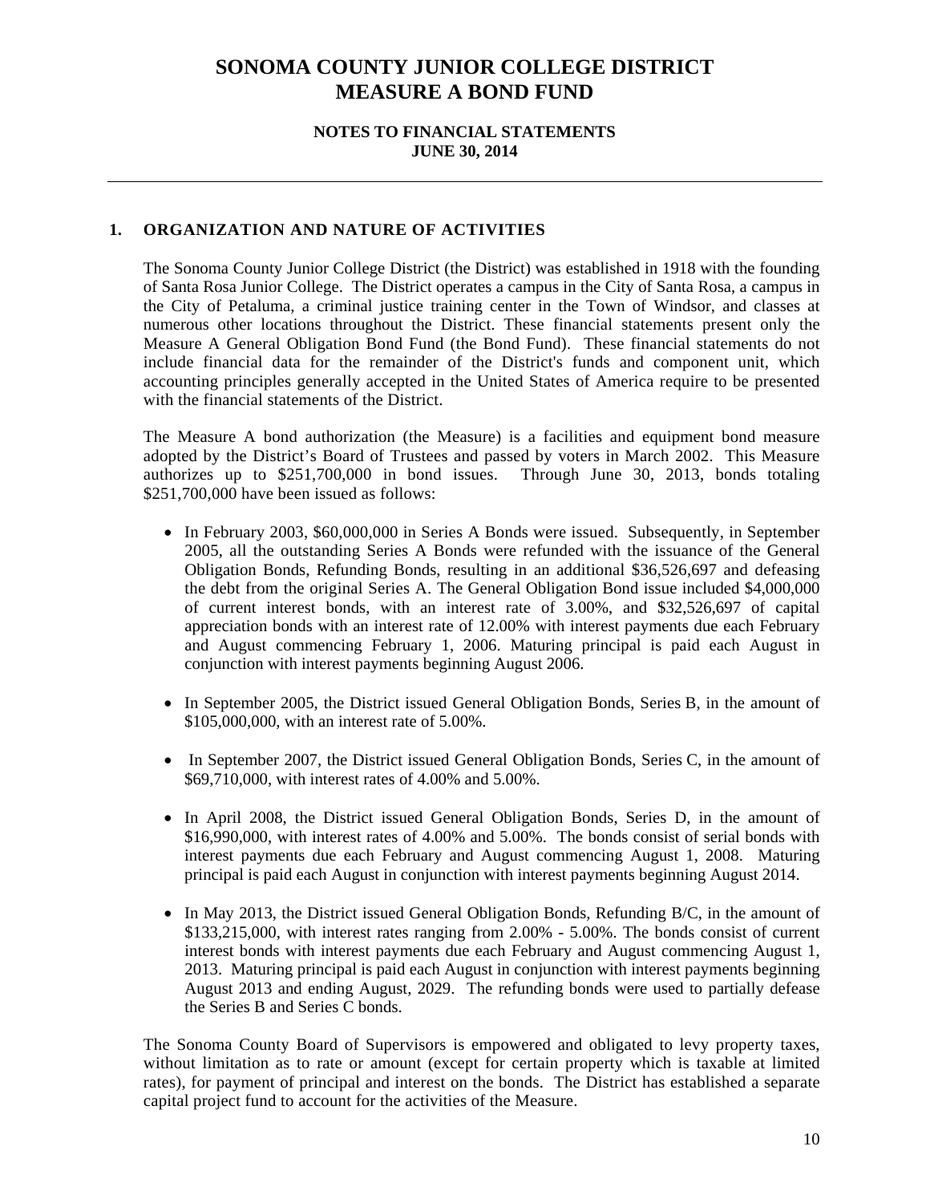# SONOMA COUNTY JUNIOR COLLEGE DISTRICT
# MEASURE A BOND FUND

**NOTES TO FINANCIAL STATEMENTS**
**JUNE 30, 2014**

## 1. ORGANIZATION AND NATURE OF ACTIVITIES

The Sonoma County Junior College District (the District) was established in 1918 with the founding of Santa Rosa Junior College. The District operates a campus in the City of Santa Rosa, a campus in the City of Petaluma, a criminal justice training center in the Town of Windsor, and classes at numerous other locations throughout the District. These financial statements present only the Measure A General Obligation Bond Fund (the Bond Fund). These financial statements do not include financial data for the remainder of the District's funds and component unit, which accounting principles generally accepted in the United States of America require to be presented with the financial statements of the District.

The Measure A bond authorization (the Measure) is a facilities and equipment bond measure adopted by the District's Board of Trustees and passed by voters in March 2002. This Measure authorizes up to $251,700,000 in bond issues. Through June 30, 2013, bonds totaling $251,700,000 have been issued as follows:

- In February 2003, $60,000,000 in Series A Bonds were issued. Subsequently, in September 2005, all the outstanding Series A Bonds were refunded with the issuance of the General Obligation Bonds, Refunding Bonds, resulting in an additional $36,526,697 and defeasing the debt from the original Series A. The General Obligation Bond issue included $4,000,000 of current interest bonds, with an interest rate of 3.00%, and $32,526,697 of capital appreciation bonds with an interest rate of 12.00% with interest payments due each February and August commencing February 1, 2006. Maturing principal is paid each August in conjunction with interest payments beginning August 2006.

- In September 2005, the District issued General Obligation Bonds, Series B, in the amount of $105,000,000, with an interest rate of 5.00%.

- In September 2007, the District issued General Obligation Bonds, Series C, in the amount of $69,710,000, with interest rates of 4.00% and 5.00%.

- In April 2008, the District issued General Obligation Bonds, Series D, in the amount of $16,990,000, with interest rates of 4.00% and 5.00%. The bonds consist of serial bonds with interest payments due each February and August commencing August 1, 2008. Maturing principal is paid each August in conjunction with interest payments beginning August 2014.

- In May 2013, the District issued General Obligation Bonds, Refunding B/C, in the amount of $133,215,000, with interest rates ranging from 2.00% - 5.00%. The bonds consist of current interest bonds with interest payments due each February and August commencing August 1, 2013. Maturing principal is paid each August in conjunction with interest payments beginning August 2013 and ending August, 2029. The refunding bonds were used to partially defease the Series B and Series C bonds.

The Sonoma County Board of Supervisors is empowered and obligated to levy property taxes, without limitation as to rate or amount (except for certain property which is taxable at limited rates), for payment of principal and interest on the bonds. The District has established a separate capital project fund to account for the activities of the Measure.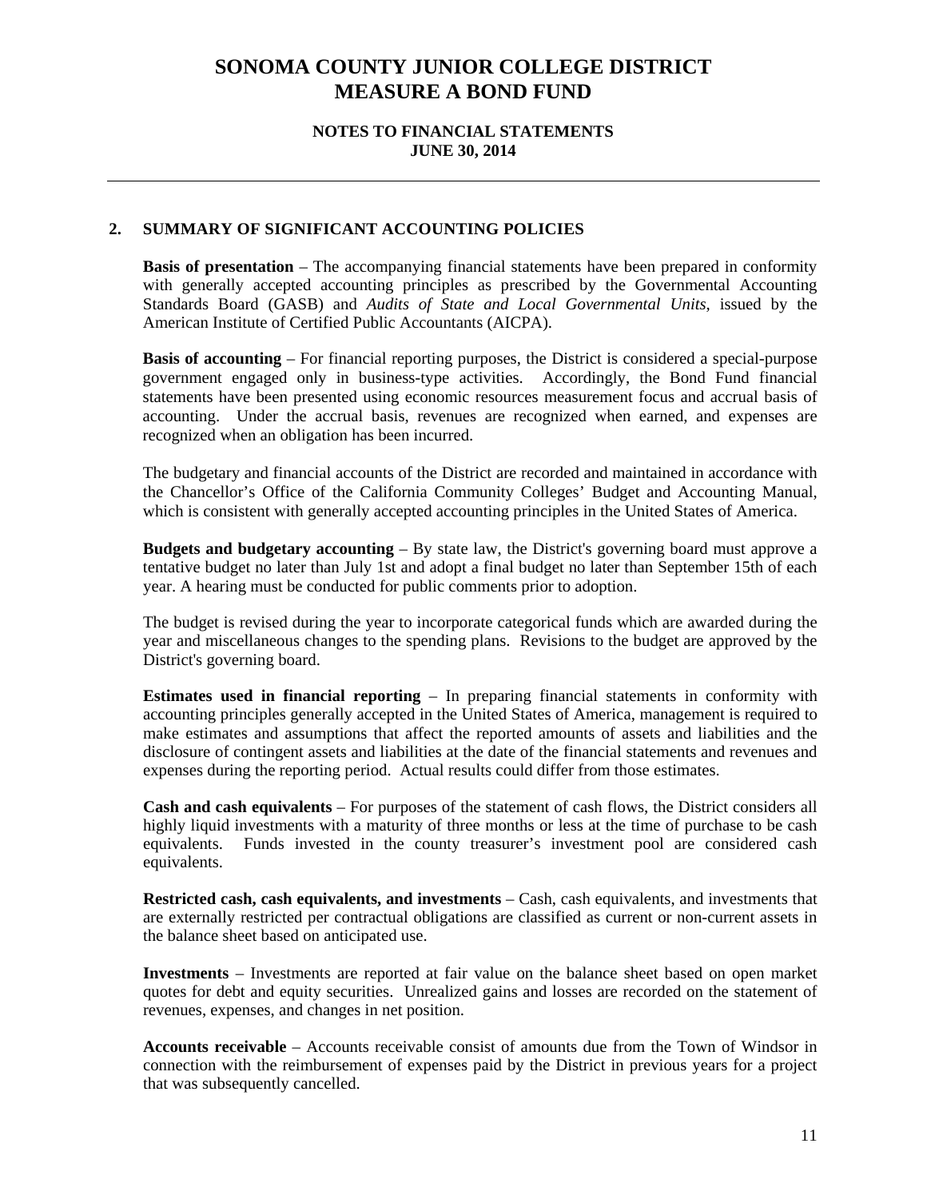# SONOMA COUNTY JUNIOR COLLEGE DISTRICT
# MEASURE A BOND FUND

### NOTES TO FINANCIAL STATEMENTS
### JUNE 30, 2014

---

## 2. SUMMARY OF SIGNIFICANT ACCOUNTING POLICIES

**Basis of presentation** – The accompanying financial statements have been prepared in conformity with generally accepted accounting principles as prescribed by the Governmental Accounting Standards Board (GASB) and *Audits of State and Local Governmental Units*, issued by the American Institute of Certified Public Accountants (AICPA).

**Basis of accounting** – For financial reporting purposes, the District is considered a special-purpose government engaged only in business-type activities. Accordingly, the Bond Fund financial statements have been presented using economic resources measurement focus and accrual basis of accounting. Under the accrual basis, revenues are recognized when earned, and expenses are recognized when an obligation has been incurred.

The budgetary and financial accounts of the District are recorded and maintained in accordance with the Chancellor's Office of the California Community Colleges' Budget and Accounting Manual, which is consistent with generally accepted accounting principles in the United States of America.

**Budgets and budgetary accounting** – By state law, the District's governing board must approve a tentative budget no later than July 1st and adopt a final budget no later than September 15th of each year. A hearing must be conducted for public comments prior to adoption.

The budget is revised during the year to incorporate categorical funds which are awarded during the year and miscellaneous changes to the spending plans. Revisions to the budget are approved by the District's governing board.

**Estimates used in financial reporting** – In preparing financial statements in conformity with accounting principles generally accepted in the United States of America, management is required to make estimates and assumptions that affect the reported amounts of assets and liabilities and the disclosure of contingent assets and liabilities at the date of the financial statements and revenues and expenses during the reporting period. Actual results could differ from those estimates.

**Cash and cash equivalents** – For purposes of the statement of cash flows, the District considers all highly liquid investments with a maturity of three months or less at the time of purchase to be cash equivalents. Funds invested in the county treasurer's investment pool are considered cash equivalents.

**Restricted cash, cash equivalents, and investments** – Cash, cash equivalents, and investments that are externally restricted per contractual obligations are classified as current or non-current assets in the balance sheet based on anticipated use.

**Investments** – Investments are reported at fair value on the balance sheet based on open market quotes for debt and equity securities. Unrealized gains and losses are recorded on the statement of revenues, expenses, and changes in net position.

**Accounts receivable** – Accounts receivable consist of amounts due from the Town of Windsor in connection with the reimbursement of expenses paid by the District in previous years for a project that was subsequently cancelled.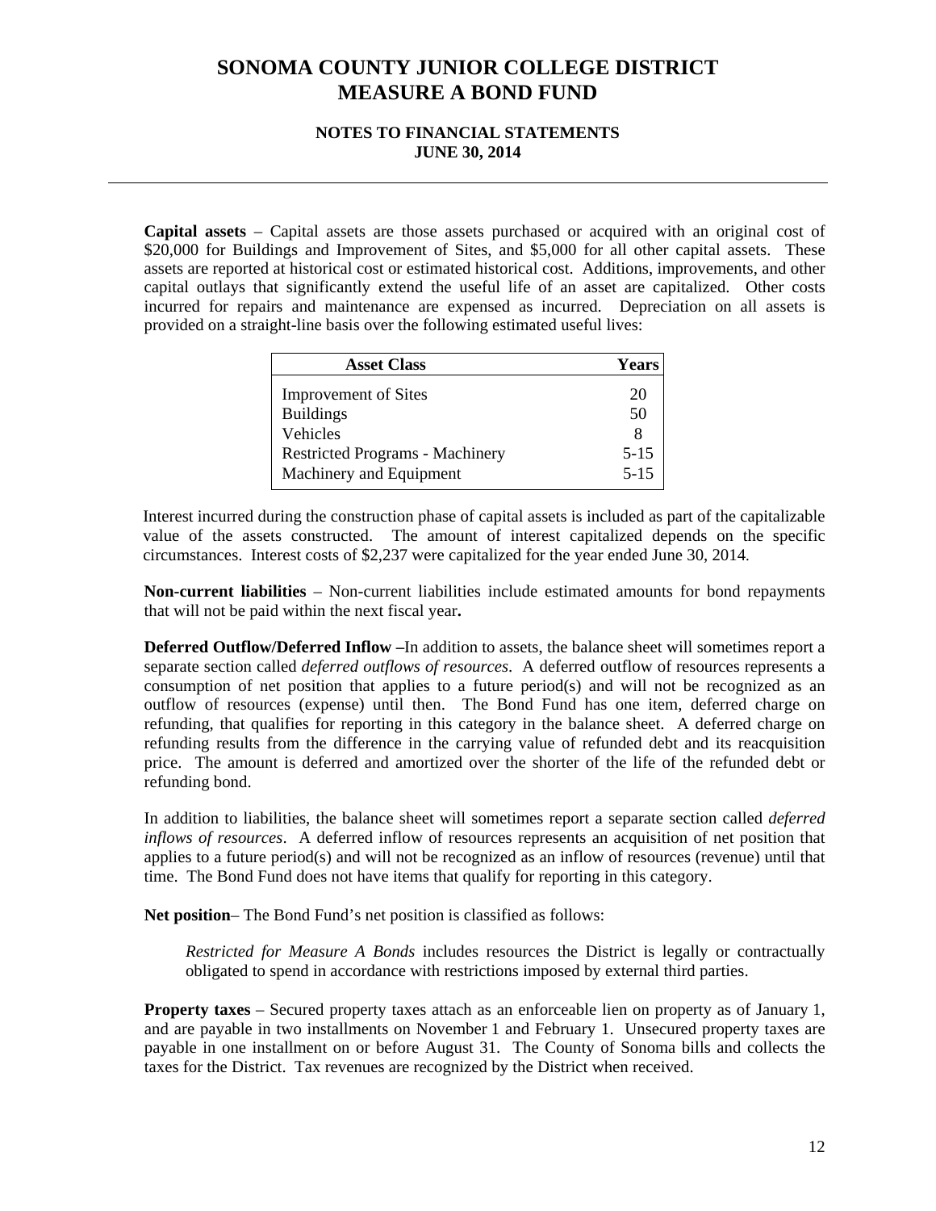# SONOMA COUNTY JUNIOR COLLEGE DISTRICT
# MEASURE A BOND FUND

### NOTES TO FINANCIAL STATEMENTS
### JUNE 30, 2014

**Capital assets** – Capital assets are those assets purchased or acquired with an original cost of $20,000 for Buildings and Improvement of Sites, and $5,000 for all other capital assets. These assets are reported at historical cost or estimated historical cost. Additions, improvements, and other capital outlays that significantly extend the useful life of an asset are capitalized. Other costs incurred for repairs and maintenance are expensed as incurred. Depreciation on all assets is provided on a straight-line basis over the following estimated useful lives:

| Asset Class | Years |
|---|---|
| Improvement of Sites | 20 |
| Buildings | 50 |
| Vehicles | 8 |
| Restricted Programs - Machinery | 5-15 |
| Machinery and Equipment | 5-15 |

Interest incurred during the construction phase of capital assets is included as part of the capitalizable value of the assets constructed. The amount of interest capitalized depends on the specific circumstances. Interest costs of $2,237 were capitalized for the year ended June 30, 2014.

**Non-current liabilities** – Non-current liabilities include estimated amounts for bond repayments that will not be paid within the next fiscal year**.**

**Deferred Outflow/Deferred Inflow –**In addition to assets, the balance sheet will sometimes report a separate section called *deferred outflows of resources*. A deferred outflow of resources represents a consumption of net position that applies to a future period(s) and will not be recognized as an outflow of resources (expense) until then. The Bond Fund has one item, deferred charge on refunding, that qualifies for reporting in this category in the balance sheet. A deferred charge on refunding results from the difference in the carrying value of refunded debt and its reacquisition price. The amount is deferred and amortized over the shorter of the life of the refunded debt or refunding bond.

In addition to liabilities, the balance sheet will sometimes report a separate section called *deferred inflows of resources*. A deferred inflow of resources represents an acquisition of net position that applies to a future period(s) and will not be recognized as an inflow of resources (revenue) until that time. The Bond Fund does not have items that qualify for reporting in this category.

**Net position**– The Bond Fund's net position is classified as follows:

> *Restricted for Measure A Bonds* includes resources the District is legally or contractually obligated to spend in accordance with restrictions imposed by external third parties.

**Property taxes** – Secured property taxes attach as an enforceable lien on property as of January 1, and are payable in two installments on November 1 and February 1. Unsecured property taxes are payable in one installment on or before August 31. The County of Sonoma bills and collects the taxes for the District. Tax revenues are recognized by the District when received.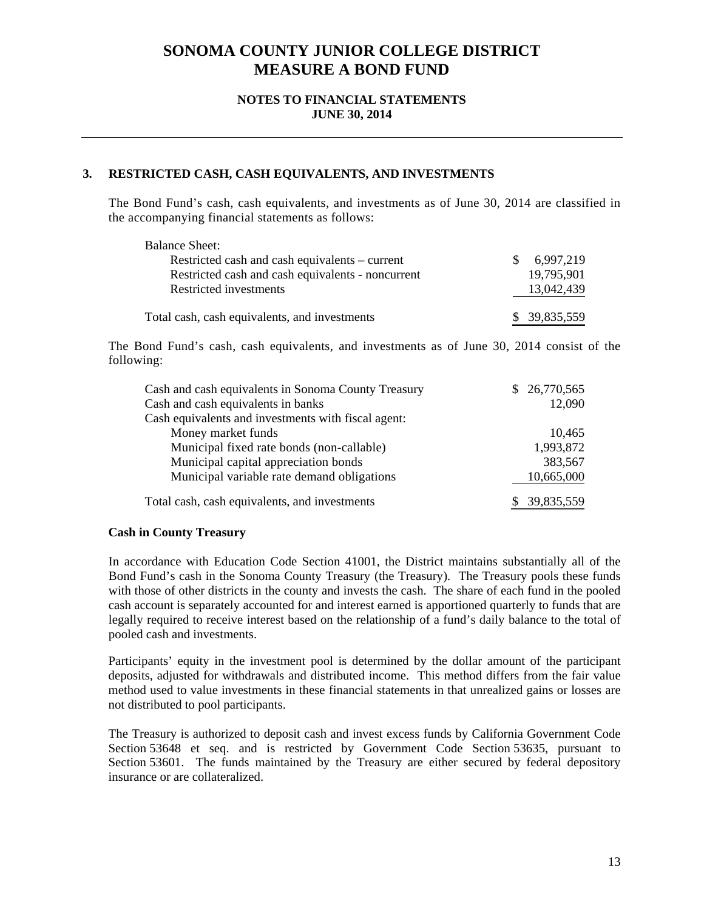# SONOMA COUNTY JUNIOR COLLEGE DISTRICT
# MEASURE A BOND FUND

**NOTES TO FINANCIAL STATEMENTS**
**JUNE 30, 2014**

---

## 3. RESTRICTED CASH, CASH EQUIVALENTS, AND INVESTMENTS

The Bond Fund's cash, cash equivalents, and investments as of June 30, 2014 are classified in the accompanying financial statements as follows:

| | |
|---|---|
| Balance Sheet: | |
| Restricted cash and cash equivalents – current | $ 6,997,219 |
| Restricted cash and cash equivalents - noncurrent | 19,795,901 |
| Restricted investments | 13,042,439 |
| Total cash, cash equivalents, and investments | $ 39,835,559 |

The Bond Fund's cash, cash equivalents, and investments as of June 30, 2014 consist of the following:

| | |
|---|---|
| Cash and cash equivalents in Sonoma County Treasury | $ 26,770,565 |
| Cash and cash equivalents in banks | 12,090 |
| Cash equivalents and investments with fiscal agent: | |
| Money market funds | 10,465 |
| Municipal fixed rate bonds (non-callable) | 1,993,872 |
| Municipal capital appreciation bonds | 383,567 |
| Municipal variable rate demand obligations | 10,665,000 |
| Total cash, cash equivalents, and investments | $ 39,835,559 |

**Cash in County Treasury**

In accordance with Education Code Section 41001, the District maintains substantially all of the Bond Fund's cash in the Sonoma County Treasury (the Treasury). The Treasury pools these funds with those of other districts in the county and invests the cash. The share of each fund in the pooled cash account is separately accounted for and interest earned is apportioned quarterly to funds that are legally required to receive interest based on the relationship of a fund's daily balance to the total of pooled cash and investments.

Participants' equity in the investment pool is determined by the dollar amount of the participant deposits, adjusted for withdrawals and distributed income. This method differs from the fair value method used to value investments in these financial statements in that unrealized gains or losses are not distributed to pool participants.

The Treasury is authorized to deposit cash and invest excess funds by California Government Code Section 53648 et seq. and is restricted by Government Code Section 53635, pursuant to Section 53601. The funds maintained by the Treasury are either secured by federal depository insurance or are collateralized.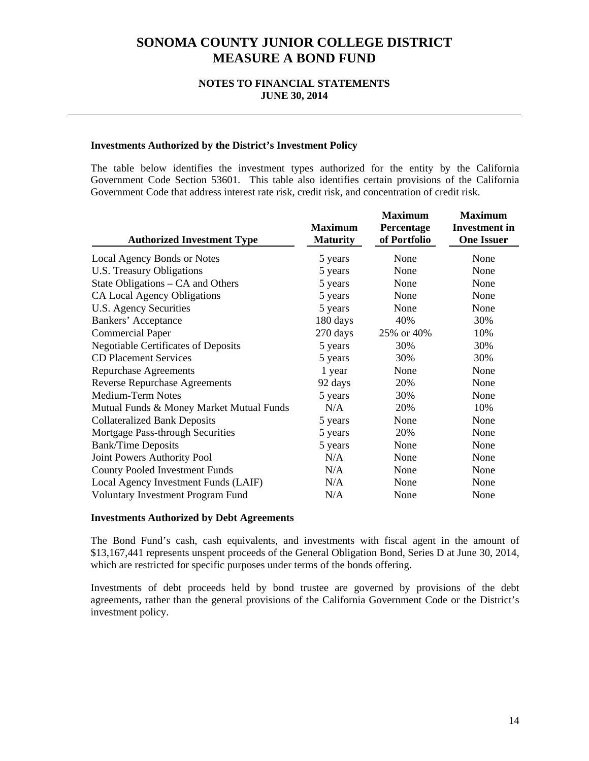# SONOMA COUNTY JUNIOR COLLEGE DISTRICT
# MEASURE A BOND FUND

### NOTES TO FINANCIAL STATEMENTS
### JUNE 30, 2014

**Investments Authorized by the District's Investment Policy**

The table below identifies the investment types authorized for the entity by the California Government Code Section 53601. This table also identifies certain provisions of the California Government Code that address interest rate risk, credit risk, and concentration of credit risk.

| Authorized Investment Type | Maximum Maturity | Maximum Percentage of Portfolio | Maximum Investment in One Issuer |
|---|---|---|---|
| Local Agency Bonds or Notes | 5 years | None | None |
| U.S. Treasury Obligations | 5 years | None | None |
| State Obligations – CA and Others | 5 years | None | None |
| CA Local Agency Obligations | 5 years | None | None |
| U.S. Agency Securities | 5 years | None | None |
| Bankers' Acceptance | 180 days | 40% | 30% |
| Commercial Paper | 270 days | 25% or 40% | 10% |
| Negotiable Certificates of Deposits | 5 years | 30% | 30% |
| CD Placement Services | 5 years | 30% | 30% |
| Repurchase Agreements | 1 year | None | None |
| Reverse Repurchase Agreements | 92 days | 20% | None |
| Medium-Term Notes | 5 years | 30% | None |
| Mutual Funds & Money Market Mutual Funds | N/A | 20% | 10% |
| Collateralized Bank Deposits | 5 years | None | None |
| Mortgage Pass-through Securities | 5 years | 20% | None |
| Bank/Time Deposits | 5 years | None | None |
| Joint Powers Authority Pool | N/A | None | None |
| County Pooled Investment Funds | N/A | None | None |
| Local Agency Investment Funds (LAIF) | N/A | None | None |
| Voluntary Investment Program Fund | N/A | None | None |

**Investments Authorized by Debt Agreements**

The Bond Fund's cash, cash equivalents, and investments with fiscal agent in the amount of $13,167,441 represents unspent proceeds of the General Obligation Bond, Series D at June 30, 2014, which are restricted for specific purposes under terms of the bonds offering.

Investments of debt proceeds held by bond trustee are governed by provisions of the debt agreements, rather than the general provisions of the California Government Code or the District's investment policy.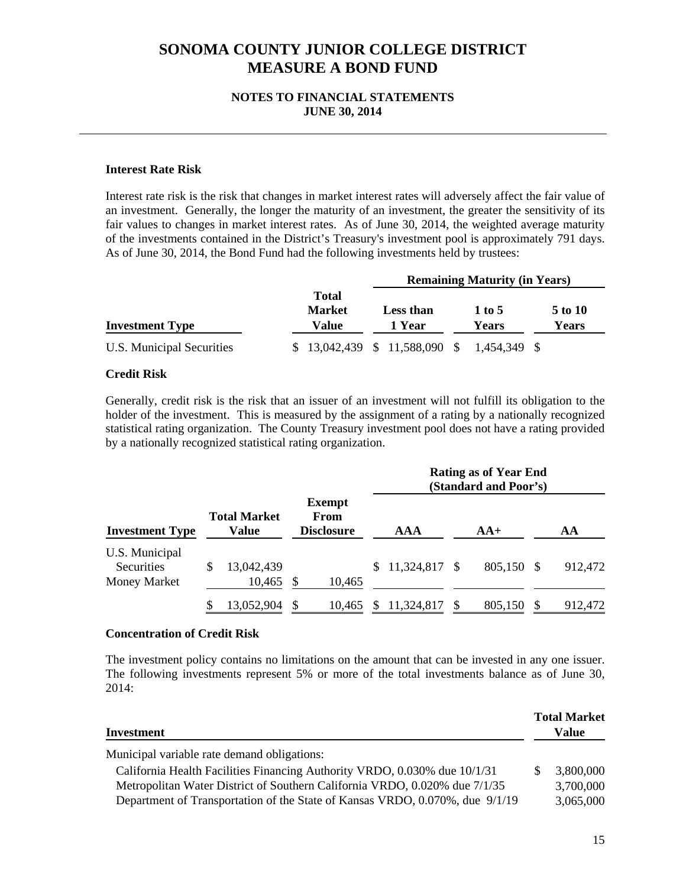# SONOMA COUNTY JUNIOR COLLEGE DISTRICT
# MEASURE A BOND FUND

### NOTES TO FINANCIAL STATEMENTS
### JUNE 30, 2014

**Interest Rate Risk**

Interest rate risk is the risk that changes in market interest rates will adversely affect the fair value of an investment. Generally, the longer the maturity of an investment, the greater the sensitivity of its fair values to changes in market interest rates. As of June 30, 2014, the weighted average maturity of the investments contained in the District's Treasury's investment pool is approximately 791 days. As of June 30, 2014, the Bond Fund had the following investments held by trustees:

| | | Remaining Maturity (in Years) | | |
|---|---|---|---|---|
| **Investment Type** | **Total Market Value** | **Less than 1 Year** | **1 to 5 Years** | **5 to 10 Years** |
| U.S. Municipal Securities | $ 13,042,439 | $ 11,588,090 | $ 1,454,349 | $ |

**Credit Risk**

Generally, credit risk is the risk that an issuer of an investment will not fulfill its obligation to the holder of the investment. This is measured by the assignment of a rating by a nationally recognized statistical rating organization. The County Treasury investment pool does not have a rating provided by a nationally recognized statistical rating organization.

| | | | Rating as of Year End (Standard and Poor's) | | |
|---|---|---|---|---|---|
| **Investment Type** | **Total Market Value** | **Exempt From Disclosure** | **AAA** | **AA+** | **AA** |
| U.S. Municipal Securities | $ 13,042,439 | | $ 11,324,817 | $ 805,150 | $ 912,472 |
| Money Market | 10,465 | $ 10,465 | | | |
| | $ 13,052,904 | $ 10,465 | $ 11,324,817 | $ 805,150 | $ 912,472 |

**Concentration of Credit Risk**

The investment policy contains no limitations on the amount that can be invested in any one issuer. The following investments represent 5% or more of the total investments balance as of June 30, 2014:

| Investment | Total Market Value |
|---|---|
| Municipal variable rate demand obligations: | |
| California Health Facilities Financing Authority VRDO, 0.030% due 10/1/31 | $ 3,800,000 |
| Metropolitan Water District of Southern California VRDO, 0.020% due 7/1/35 | 3,700,000 |
| Department of Transportation of the State of Kansas VRDO, 0.070%, due 9/1/19 | 3,065,000 |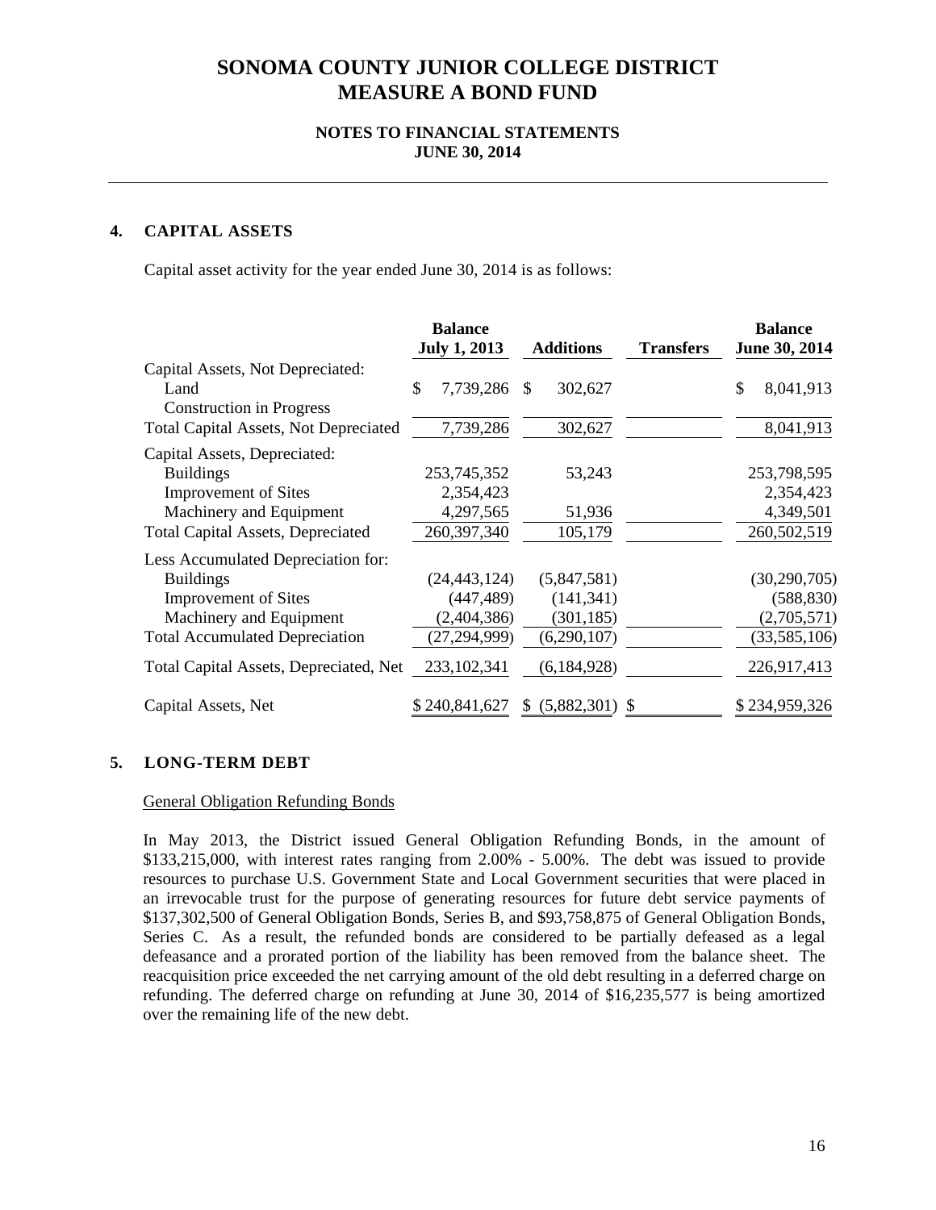# SONOMA COUNTY JUNIOR COLLEGE DISTRICT
# MEASURE A BOND FUND

### NOTES TO FINANCIAL STATEMENTS
### JUNE 30, 2014

## 4. CAPITAL ASSETS

Capital asset activity for the year ended June 30, 2014 is as follows:

| | Balance July 1, 2013 | Additions | Transfers | Balance June 30, 2014 |
|---|---|---|---|---|
| Capital Assets, Not Depreciated: | | | | |
| Land | $ 7,739,286 | $ 302,627 | | $ 8,041,913 |
| Construction in Progress | | | | |
| Total Capital Assets, Not Depreciated | 7,739,286 | 302,627 | | 8,041,913 |
| Capital Assets, Depreciated: | | | | |
| Buildings | 253,745,352 | 53,243 | | 253,798,595 |
| Improvement of Sites | 2,354,423 | | | 2,354,423 |
| Machinery and Equipment | 4,297,565 | 51,936 | | 4,349,501 |
| Total Capital Assets, Depreciated | 260,397,340 | 105,179 | | 260,502,519 |
| Less Accumulated Depreciation for: | | | | |
| Buildings | (24,443,124) | (5,847,581) | | (30,290,705) |
| Improvement of Sites | (447,489) | (141,341) | | (588,830) |
| Machinery and Equipment | (2,404,386) | (301,185) | | (2,705,571) |
| Total Accumulated Depreciation | (27,294,999) | (6,290,107) | | (33,585,106) |
| Total Capital Assets, Depreciated, Net | 233,102,341 | (6,184,928) | | 226,917,413 |
| Capital Assets, Net | $ 240,841,627 | $ (5,882,301) | $ | $ 234,959,326 |

## 5. LONG-TERM DEBT

General Obligation Refunding Bonds

In May 2013, the District issued General Obligation Refunding Bonds, in the amount of $133,215,000, with interest rates ranging from 2.00% - 5.00%. The debt was issued to provide resources to purchase U.S. Government State and Local Government securities that were placed in an irrevocable trust for the purpose of generating resources for future debt service payments of $137,302,500 of General Obligation Bonds, Series B, and $93,758,875 of General Obligation Bonds, Series C. As a result, the refunded bonds are considered to be partially defeased as a legal defeasance and a prorated portion of the liability has been removed from the balance sheet. The reacquisition price exceeded the net carrying amount of the old debt resulting in a deferred charge on refunding. The deferred charge on refunding at June 30, 2014 of $16,235,577 is being amortized over the remaining life of the new debt.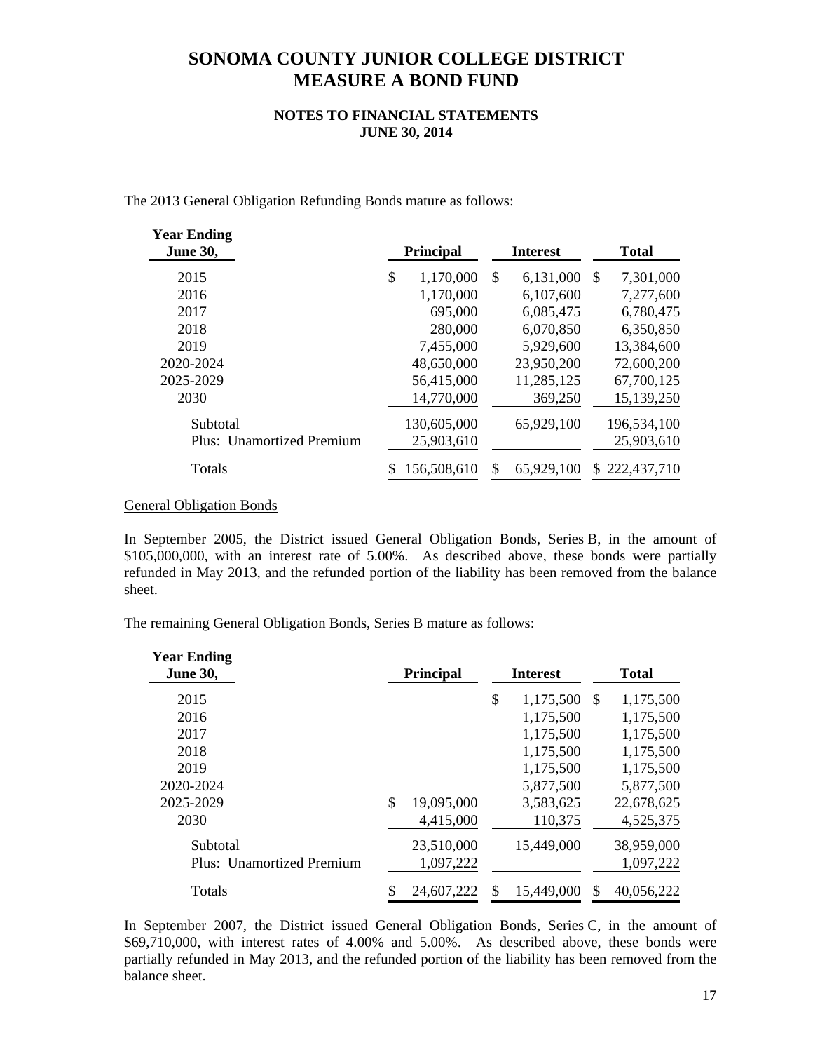# SONOMA COUNTY JUNIOR COLLEGE DISTRICT
# MEASURE A BOND FUND

### NOTES TO FINANCIAL STATEMENTS
### JUNE 30, 2014

The 2013 General Obligation Refunding Bonds mature as follows:

| Year Ending June 30, | Principal | Interest | Total |
|---|---|---|---|
| 2015 | $ 1,170,000 | $ 6,131,000 | $ 7,301,000 |
| 2016 | 1,170,000 | 6,107,600 | 7,277,600 |
| 2017 | 695,000 | 6,085,475 | 6,780,475 |
| 2018 | 280,000 | 6,070,850 | 6,350,850 |
| 2019 | 7,455,000 | 5,929,600 | 13,384,600 |
| 2020-2024 | 48,650,000 | 23,950,200 | 72,600,200 |
| 2025-2029 | 56,415,000 | 11,285,125 | 67,700,125 |
| 2030 | 14,770,000 | 369,250 | 15,139,250 |
| Subtotal | 130,605,000 | 65,929,100 | 196,534,100 |
| Plus: Unamortized Premium | 25,903,610 | | 25,903,610 |
| Totals | $ 156,508,610 | $ 65,929,100 | $ 222,437,710 |

General Obligation Bonds

In September 2005, the District issued General Obligation Bonds, Series B, in the amount of $105,000,000, with an interest rate of 5.00%. As described above, these bonds were partially refunded in May 2013, and the refunded portion of the liability has been removed from the balance sheet.

The remaining General Obligation Bonds, Series B mature as follows:

| Year Ending June 30, | Principal | Interest | Total |
|---|---|---|---|
| 2015 | | $ 1,175,500 | $ 1,175,500 |
| 2016 | | 1,175,500 | 1,175,500 |
| 2017 | | 1,175,500 | 1,175,500 |
| 2018 | | 1,175,500 | 1,175,500 |
| 2019 | | 1,175,500 | 1,175,500 |
| 2020-2024 | | 5,877,500 | 5,877,500 |
| 2025-2029 | $ 19,095,000 | 3,583,625 | 22,678,625 |
| 2030 | 4,415,000 | 110,375 | 4,525,375 |
| Subtotal | 23,510,000 | 15,449,000 | 38,959,000 |
| Plus: Unamortized Premium | 1,097,222 | | 1,097,222 |
| Totals | $ 24,607,222 | $ 15,449,000 | $ 40,056,222 |

In September 2007, the District issued General Obligation Bonds, Series C, in the amount of $69,710,000, with interest rates of 4.00% and 5.00%. As described above, these bonds were partially refunded in May 2013, and the refunded portion of the liability has been removed from the balance sheet.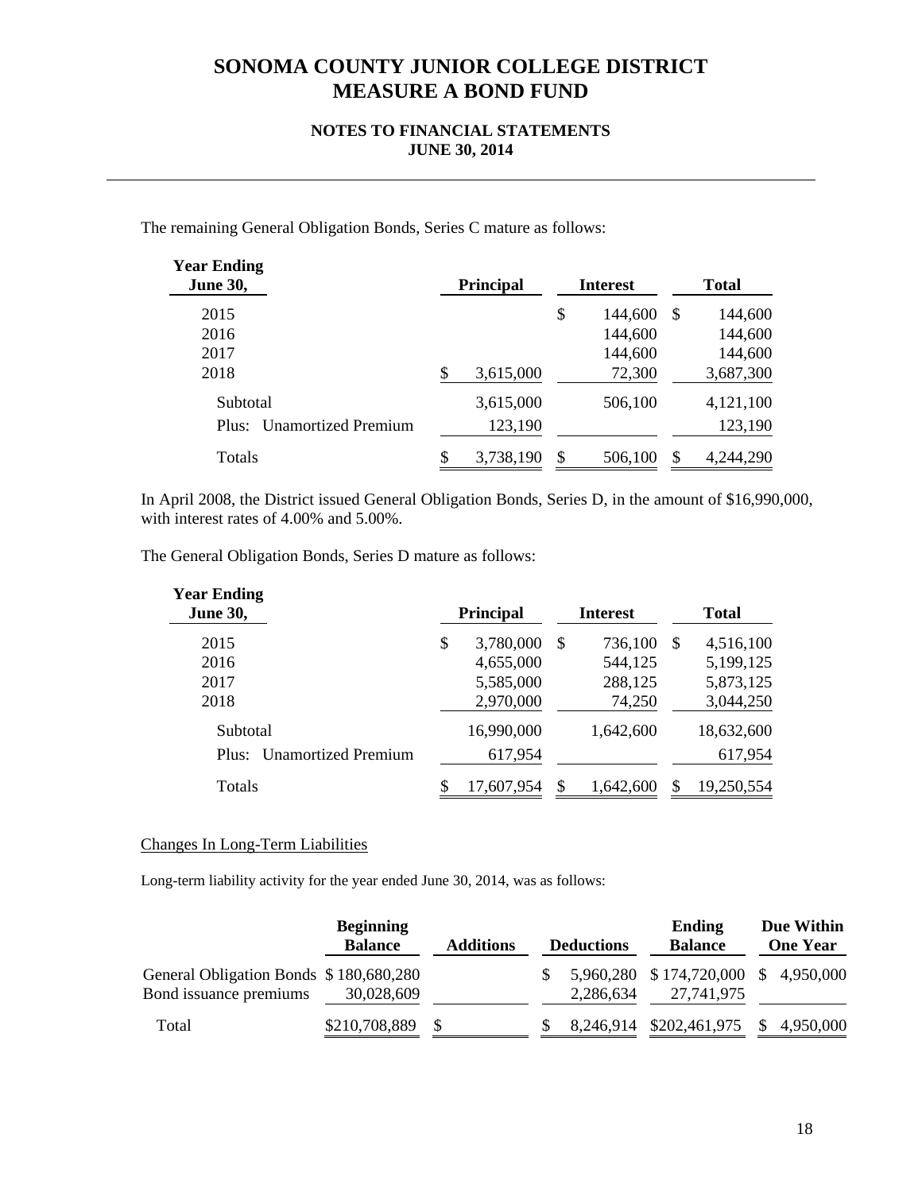# SONOMA COUNTY JUNIOR COLLEGE DISTRICT
# MEASURE A BOND FUND

### NOTES TO FINANCIAL STATEMENTS
### JUNE 30, 2014

The remaining General Obligation Bonds, Series C mature as follows:

| Year Ending June 30, | Principal | Interest | Total |
|---|---|---|---|
| 2015 | | $ 144,600 | $ 144,600 |
| 2016 | | 144,600 | 144,600 |
| 2017 | | 144,600 | 144,600 |
| 2018 | $ 3,615,000 | 72,300 | 3,687,300 |
| Subtotal | 3,615,000 | 506,100 | 4,121,100 |
| Plus: Unamortized Premium | 123,190 | | 123,190 |
| Totals | $ 3,738,190 | $ 506,100 | $ 4,244,290 |

In April 2008, the District issued General Obligation Bonds, Series D, in the amount of $16,990,000, with interest rates of 4.00% and 5.00%.

The General Obligation Bonds, Series D mature as follows:

| Year Ending June 30, | Principal | Interest | Total |
|---|---|---|---|
| 2015 | $ 3,780,000 | $ 736,100 | $ 4,516,100 |
| 2016 | 4,655,000 | 544,125 | 5,199,125 |
| 2017 | 5,585,000 | 288,125 | 5,873,125 |
| 2018 | 2,970,000 | 74,250 | 3,044,250 |
| Subtotal | 16,990,000 | 1,642,600 | 18,632,600 |
| Plus: Unamortized Premium | 617,954 | | 617,954 |
| Totals | $ 17,607,954 | $ 1,642,600 | $ 19,250,554 |

Changes In Long-Term Liabilities

Long-term liability activity for the year ended June 30, 2014, was as follows:

| | Beginning Balance | Additions | Deductions | Ending Balance | Due Within One Year |
|---|---|---|---|---|---|
| General Obligation Bonds | $ 180,680,280 | | $ 5,960,280 | $ 174,720,000 | $ 4,950,000 |
| Bond issuance premiums | 30,028,609 | | 2,286,634 | 27,741,975 | |
| Total | $210,708,889 | $ | $ 8,246,914 | $202,461,975 | $ 4,950,000 |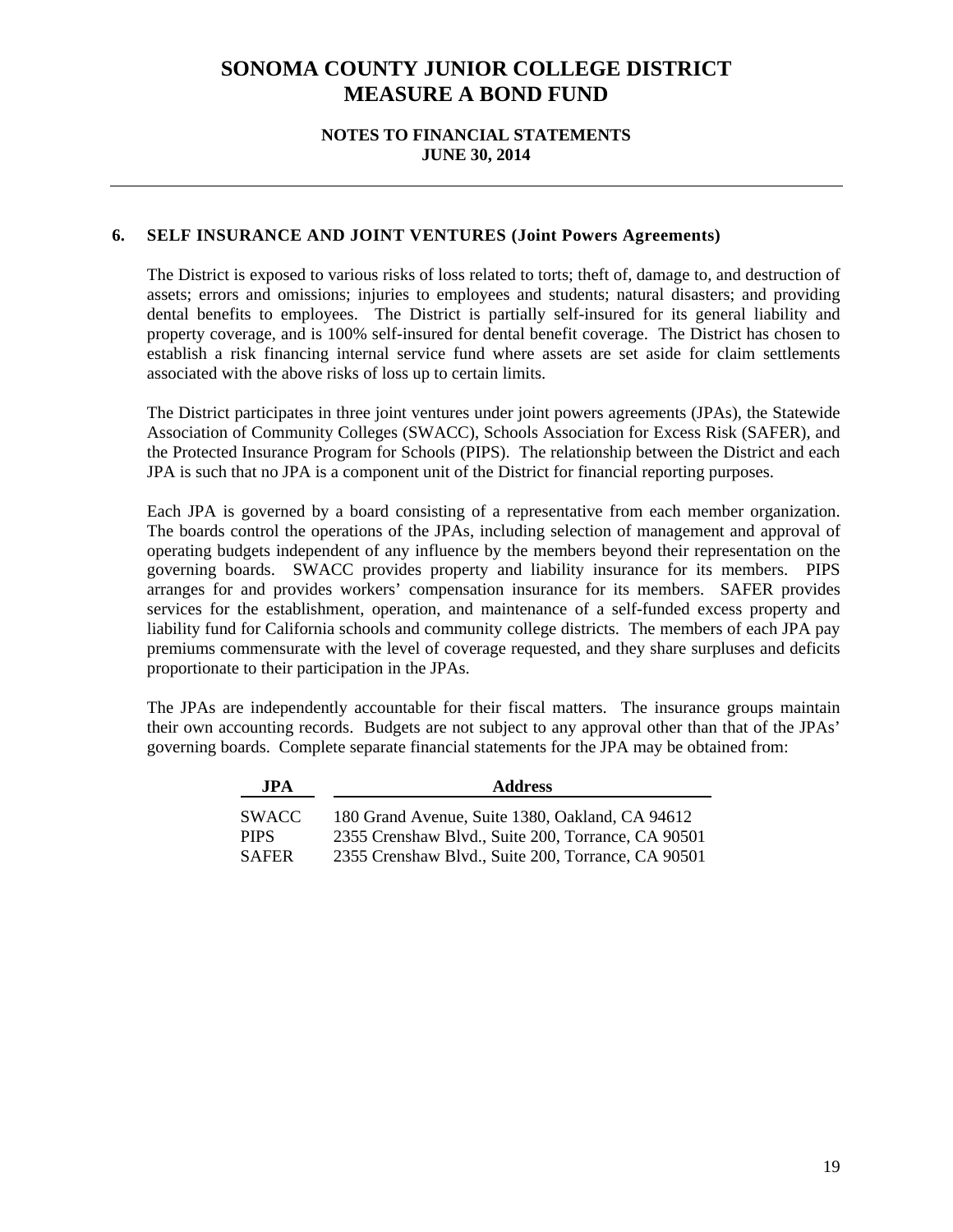# SONOMA COUNTY JUNIOR COLLEGE DISTRICT
# MEASURE A BOND FUND

**NOTES TO FINANCIAL STATEMENTS**
**JUNE 30, 2014**

---

## 6. SELF INSURANCE AND JOINT VENTURES (Joint Powers Agreements)

The District is exposed to various risks of loss related to torts; theft of, damage to, and destruction of assets; errors and omissions; injuries to employees and students; natural disasters; and providing dental benefits to employees. The District is partially self-insured for its general liability and property coverage, and is 100% self-insured for dental benefit coverage. The District has chosen to establish a risk financing internal service fund where assets are set aside for claim settlements associated with the above risks of loss up to certain limits.

The District participates in three joint ventures under joint powers agreements (JPAs), the Statewide Association of Community Colleges (SWACC), Schools Association for Excess Risk (SAFER), and the Protected Insurance Program for Schools (PIPS). The relationship between the District and each JPA is such that no JPA is a component unit of the District for financial reporting purposes.

Each JPA is governed by a board consisting of a representative from each member organization. The boards control the operations of the JPAs, including selection of management and approval of operating budgets independent of any influence by the members beyond their representation on the governing boards. SWACC provides property and liability insurance for its members. PIPS arranges for and provides workers' compensation insurance for its members. SAFER provides services for the establishment, operation, and maintenance of a self-funded excess property and liability fund for California schools and community college districts. The members of each JPA pay premiums commensurate with the level of coverage requested, and they share surpluses and deficits proportionate to their participation in the JPAs.

The JPAs are independently accountable for their fiscal matters. The insurance groups maintain their own accounting records. Budgets are not subject to any approval other than that of the JPAs' governing boards. Complete separate financial statements for the JPA may be obtained from:

| JPA | Address |
|---|---|
| SWACC | 180 Grand Avenue, Suite 1380, Oakland, CA 94612 |
| PIPS | 2355 Crenshaw Blvd., Suite 200, Torrance, CA 90501 |
| SAFER | 2355 Crenshaw Blvd., Suite 200, Torrance, CA 90501 |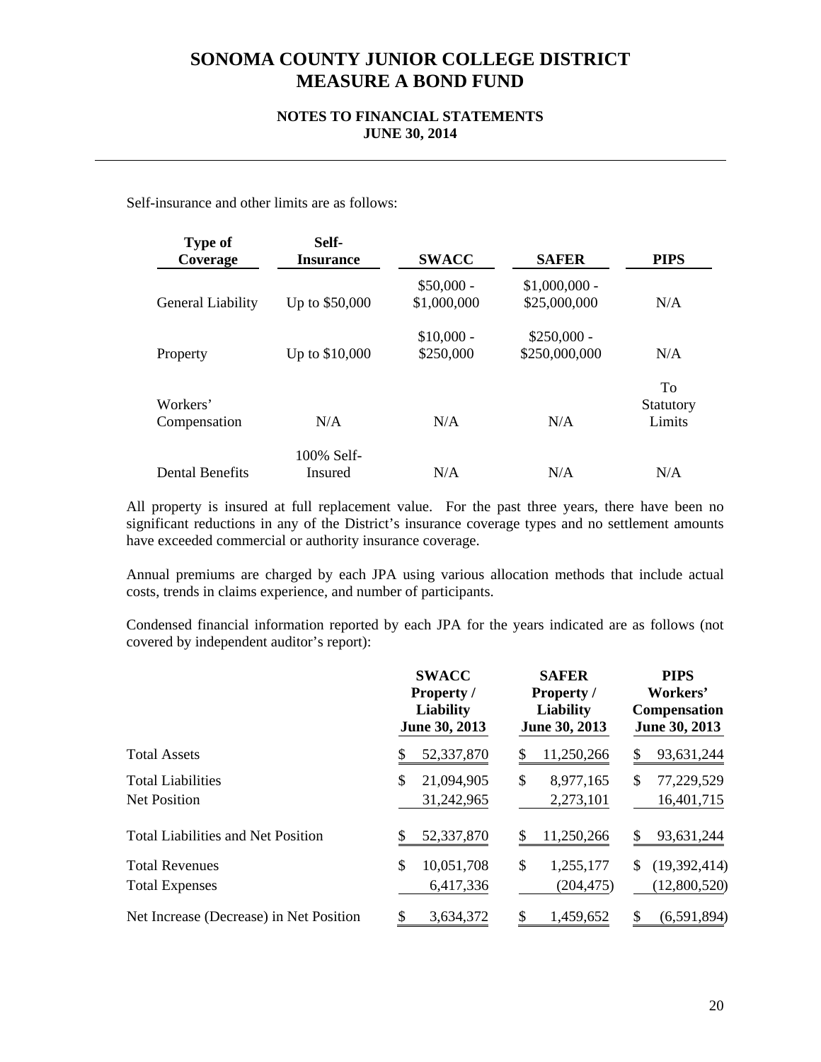# SONOMA COUNTY JUNIOR COLLEGE DISTRICT
# MEASURE A BOND FUND

### NOTES TO FINANCIAL STATEMENTS
### JUNE 30, 2014

Self-insurance and other limits are as follows:

| Type of Coverage | Self-Insurance | SWACC | SAFER | PIPS |
|---|---|---|---|---|
| General Liability | Up to $50,000 | $50,000 - $1,000,000 | $1,000,000 - $25,000,000 | N/A |
| Property | Up to $10,000 | $10,000 - $250,000 | $250,000 - $250,000,000 | N/A |
| Workers' Compensation | N/A | N/A | N/A | To Statutory Limits |
| Dental Benefits | 100% Self-Insured | N/A | N/A | N/A |

All property is insured at full replacement value. For the past three years, there have been no significant reductions in any of the District's insurance coverage types and no settlement amounts have exceeded commercial or authority insurance coverage.

Annual premiums are charged by each JPA using various allocation methods that include actual costs, trends in claims experience, and number of participants.

Condensed financial information reported by each JPA for the years indicated are as follows (not covered by independent auditor's report):

| | SWACC Property / Liability June 30, 2013 | SAFER Property / Liability June 30, 2013 | PIPS Workers' Compensation June 30, 2013 |
|---|---|---|---|
| Total Assets | $ 52,337,870 | $ 11,250,266 | $ 93,631,244 |
| Total Liabilities | $ 21,094,905 | $ 8,977,165 | $ 77,229,529 |
| Net Position | 31,242,965 | 2,273,101 | 16,401,715 |
| Total Liabilities and Net Position | $ 52,337,870 | $ 11,250,266 | $ 93,631,244 |
| Total Revenues | $ 10,051,708 | $ 1,255,177 | $ (19,392,414) |
| Total Expenses | 6,417,336 | (204,475) | (12,800,520) |
| Net Increase (Decrease) in Net Position | $ 3,634,372 | $ 1,459,652 | $ (6,591,894) |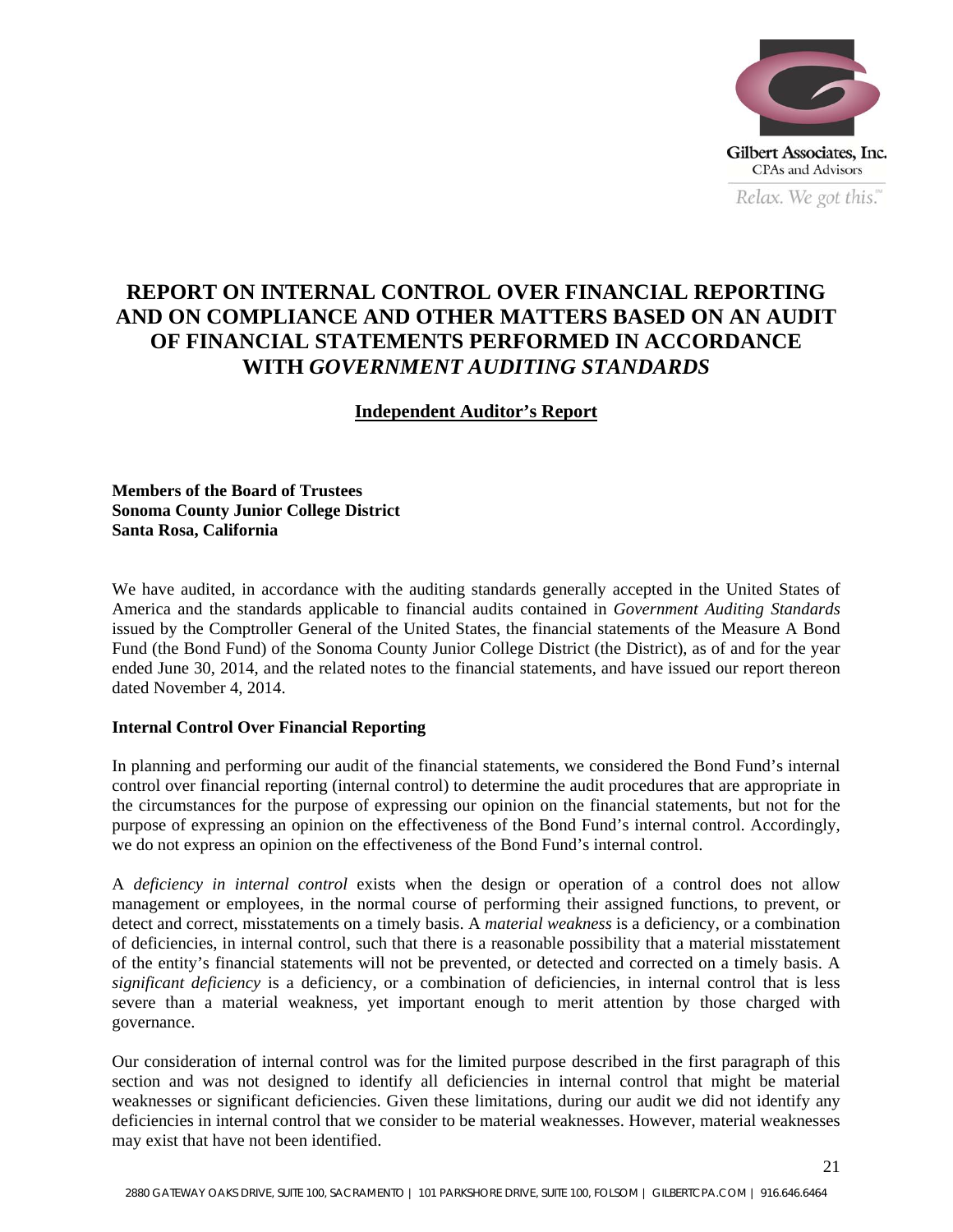Gilbert Associates, Inc.
CPAs and Advisors
*Relax. We got this.*

# REPORT ON INTERNAL CONTROL OVER FINANCIAL REPORTING AND ON COMPLIANCE AND OTHER MATTERS BASED ON AN AUDIT OF FINANCIAL STATEMENTS PERFORMED IN ACCORDANCE WITH *GOVERNMENT AUDITING STANDARDS*

## Independent Auditor's Report

**Members of the Board of Trustees**
**Sonoma County Junior College District**
**Santa Rosa, California**

We have audited, in accordance with the auditing standards generally accepted in the United States of America and the standards applicable to financial audits contained in *Government Auditing Standards* issued by the Comptroller General of the United States, the financial statements of the Measure A Bond Fund (the Bond Fund) of the Sonoma County Junior College District (the District), as of and for the year ended June 30, 2014, and the related notes to the financial statements, and have issued our report thereon dated November 4, 2014.

### Internal Control Over Financial Reporting

In planning and performing our audit of the financial statements, we considered the Bond Fund's internal control over financial reporting (internal control) to determine the audit procedures that are appropriate in the circumstances for the purpose of expressing our opinion on the financial statements, but not for the purpose of expressing an opinion on the effectiveness of the Bond Fund's internal control. Accordingly, we do not express an opinion on the effectiveness of the Bond Fund's internal control.

A *deficiency in internal control* exists when the design or operation of a control does not allow management or employees, in the normal course of performing their assigned functions, to prevent, or detect and correct, misstatements on a timely basis. A *material weakness* is a deficiency, or a combination of deficiencies, in internal control, such that there is a reasonable possibility that a material misstatement of the entity's financial statements will not be prevented, or detected and corrected on a timely basis. A *significant deficiency* is a deficiency, or a combination of deficiencies, in internal control that is less severe than a material weakness, yet important enough to merit attention by those charged with governance.

Our consideration of internal control was for the limited purpose described in the first paragraph of this section and was not designed to identify all deficiencies in internal control that might be material weaknesses or significant deficiencies. Given these limitations, during our audit we did not identify any deficiencies in internal control that we consider to be material weaknesses. However, material weaknesses may exist that have not been identified.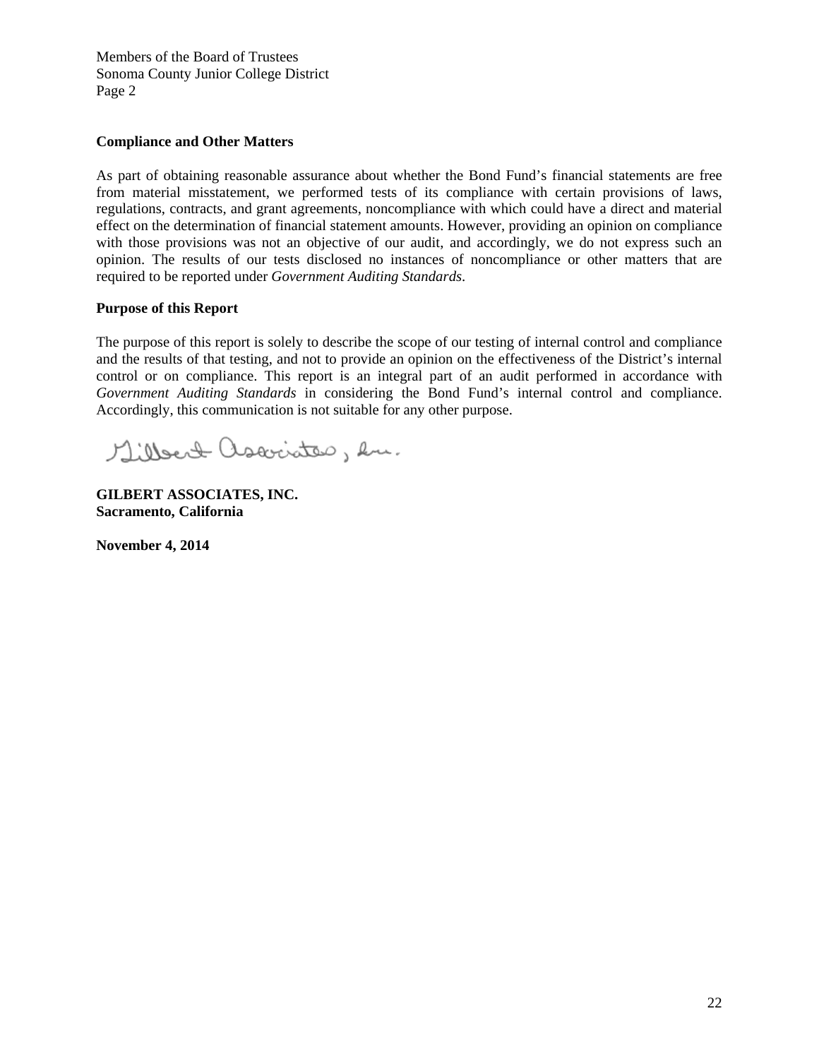Members of the Board of Trustees
Sonoma County Junior College District
Page 2

**Compliance and Other Matters**

As part of obtaining reasonable assurance about whether the Bond Fund's financial statements are free from material misstatement, we performed tests of its compliance with certain provisions of laws, regulations, contracts, and grant agreements, noncompliance with which could have a direct and material effect on the determination of financial statement amounts. However, providing an opinion on compliance with those provisions was not an objective of our audit, and accordingly, we do not express such an opinion. The results of our tests disclosed no instances of noncompliance or other matters that are required to be reported under *Government Auditing Standards*.

**Purpose of this Report**

The purpose of this report is solely to describe the scope of our testing of internal control and compliance and the results of that testing, and not to provide an opinion on the effectiveness of the District's internal control or on compliance. This report is an integral part of an audit performed in accordance with *Government Auditing Standards* in considering the Bond Fund's internal control and compliance. Accordingly, this communication is not suitable for any other purpose.

Gilbert Associates, Inc.

**GILBERT ASSOCIATES, INC.**
**Sacramento, California**

**November 4, 2014**